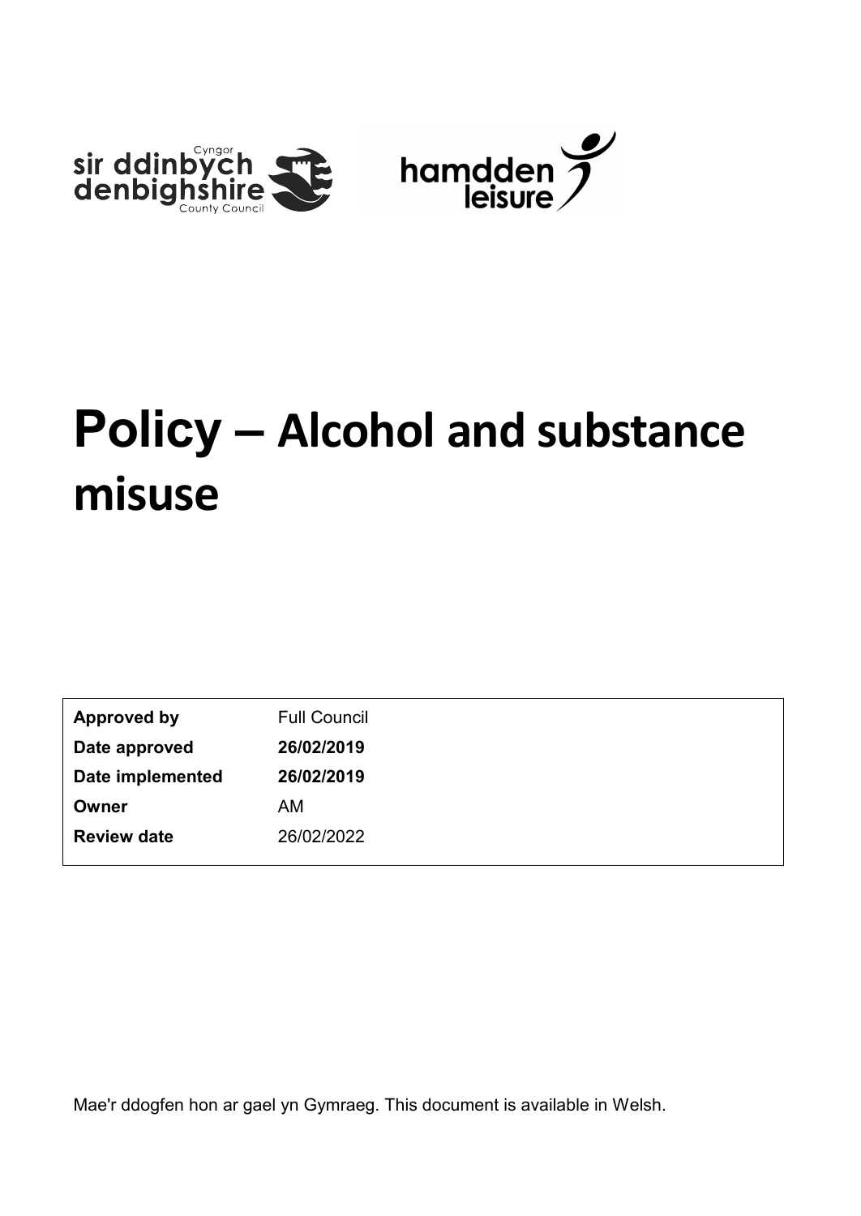# Policy – Alcohol and substance misuse

| | |
|---|---|
| **Approved by** | Full Council |
| **Date approved** | **26/02/2019** |
| **Date implemented** | **26/02/2019** |
| **Owner** | AM |
| **Review date** | 26/02/2022 |

Mae'r ddogfen hon ar gael yn Gymraeg. This document is available in Welsh.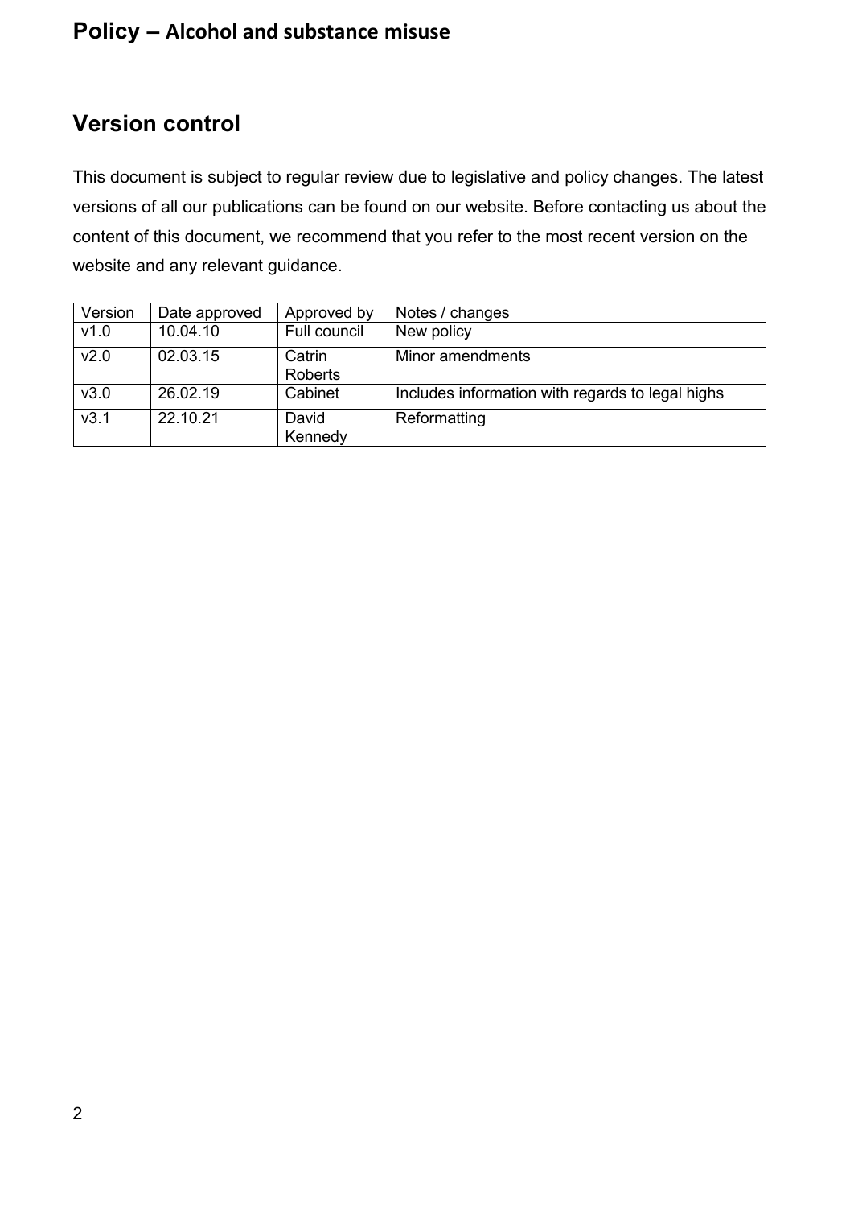## Version control

This document is subject to regular review due to legislative and policy changes. The latest versions of all our publications can be found on our website. Before contacting us about the content of this document, we recommend that you refer to the most recent version on the website and any relevant guidance.

| Version | Date approved | Approved by | Notes / changes |
| --- | --- | --- | --- |
| v1.0 | 10.04.10 | Full council | New policy |
| v2.0 | 02.03.15 | Catrin Roberts | Minor amendments |
| v3.0 | 26.02.19 | Cabinet | Includes information with regards to legal highs |
| v3.1 | 22.10.21 | David Kennedy | Reformatting |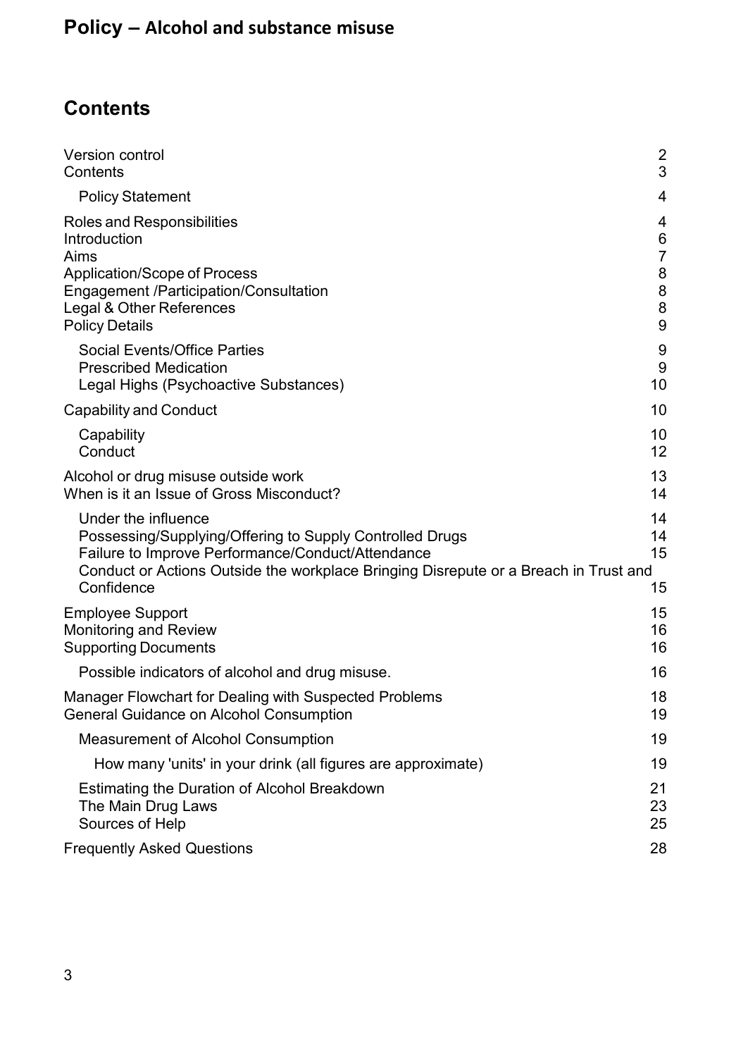# Policy – Alcohol and substance misuse

## Contents

| | |
|---|---|
| Version control | 2 |
| Contents | 3 |
| Policy Statement | 4 |
| Roles and Responsibilities | 4 |
| Introduction | 6 |
| Aims | 7 |
| Application/Scope of Process | 8 |
| Engagement /Participation/Consultation | 8 |
| Legal & Other References | 8 |
| Policy Details | 9 |
| Social Events/Office Parties | 9 |
| Prescribed Medication | 9 |
| Legal Highs (Psychoactive Substances) | 10 |
| Capability and Conduct | 10 |
| Capability | 10 |
| Conduct | 12 |
| Alcohol or drug misuse outside work | 13 |
| When is it an Issue of Gross Misconduct? | 14 |
| Under the influence | 14 |
| Possessing/Supplying/Offering to Supply Controlled Drugs | 14 |
| Failure to Improve Performance/Conduct/Attendance | 15 |
| Conduct or Actions Outside the workplace Bringing Disrepute or a Breach in Trust and Confidence | 15 |
| Employee Support | 15 |
| Monitoring and Review | 16 |
| Supporting Documents | 16 |
| Possible indicators of alcohol and drug misuse. | 16 |
| Manager Flowchart for Dealing with Suspected Problems | 18 |
| General Guidance on Alcohol Consumption | 19 |
| Measurement of Alcohol Consumption | 19 |
| How many 'units' in your drink (all figures are approximate) | 19 |
| Estimating the Duration of Alcohol Breakdown | 21 |
| The Main Drug Laws | 23 |
| Sources of Help | 25 |
| Frequently Asked Questions | 28 |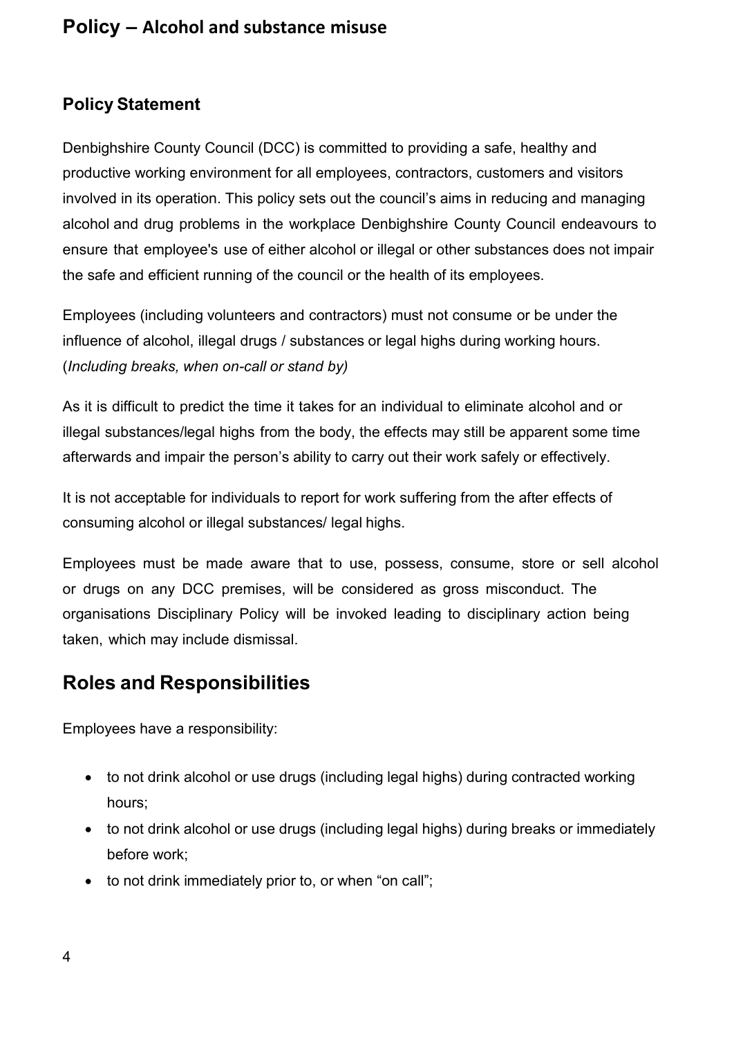# Policy – Alcohol and substance misuse

## Policy Statement

Denbighshire County Council (DCC) is committed to providing a safe, healthy and productive working environment for all employees, contractors, customers and visitors involved in its operation. This policy sets out the council's aims in reducing and managing alcohol and drug problems in the workplace Denbighshire County Council endeavours to ensure that employee's use of either alcohol or illegal or other substances does not impair the safe and efficient running of the council or the health of its employees.

Employees (including volunteers and contractors) must not consume or be under the influence of alcohol, illegal drugs / substances or legal highs during working hours. (*Including breaks, when on-call or stand by)*

As it is difficult to predict the time it takes for an individual to eliminate alcohol and or illegal substances/legal highs from the body, the effects may still be apparent some time afterwards and impair the person's ability to carry out their work safely or effectively.

It is not acceptable for individuals to report for work suffering from the after effects of consuming alcohol or illegal substances/ legal highs.

Employees must be made aware that to use, possess, consume, store or sell alcohol or drugs on any DCC premises, will be considered as gross misconduct. The organisations Disciplinary Policy will be invoked leading to disciplinary action being taken, which may include dismissal.

## Roles and Responsibilities

Employees have a responsibility:

- to not drink alcohol or use drugs (including legal highs) during contracted working hours;
- to not drink alcohol or use drugs (including legal highs) during breaks or immediately before work;
- to not drink immediately prior to, or when "on call";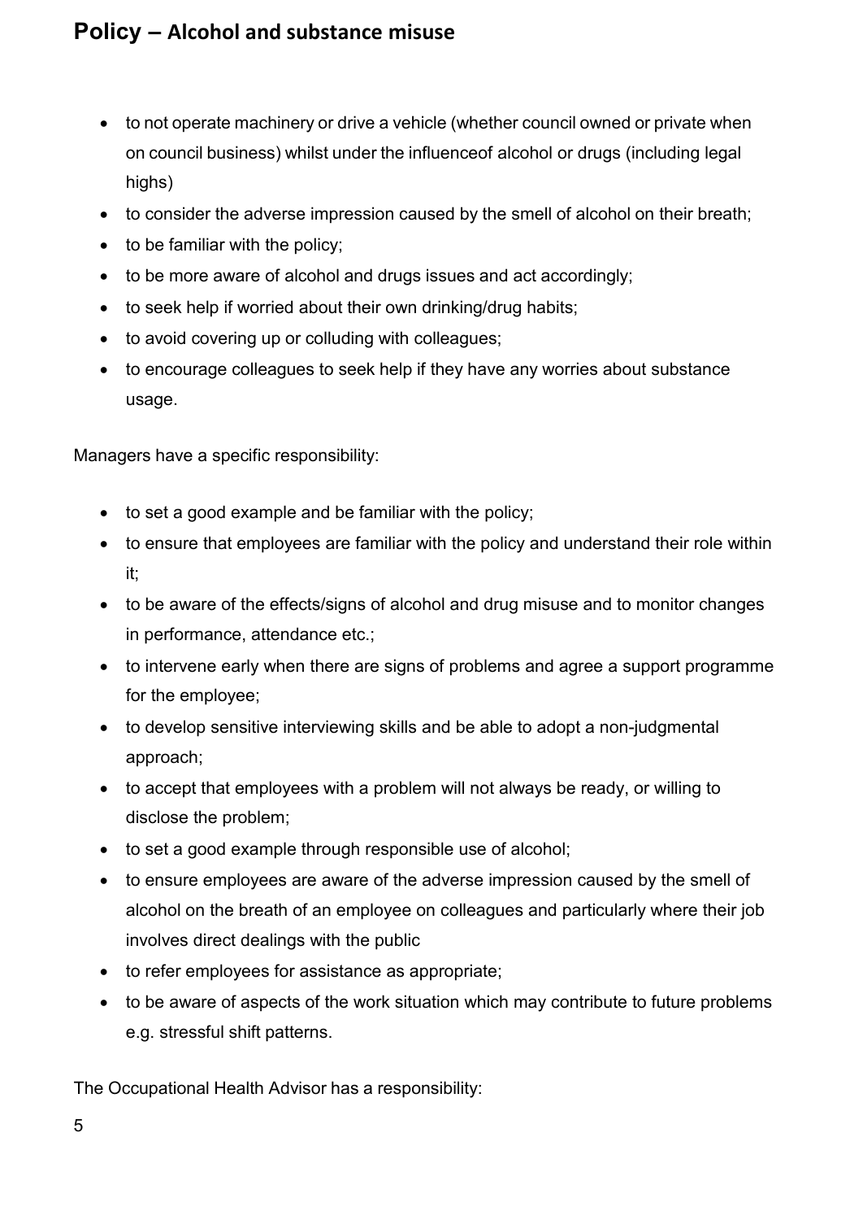- to not operate machinery or drive a vehicle (whether council owned or private when on council business) whilst under the influenceof alcohol or drugs (including legal highs)
- to consider the adverse impression caused by the smell of alcohol on their breath;
- to be familiar with the policy;
- to be more aware of alcohol and drugs issues and act accordingly;
- to seek help if worried about their own drinking/drug habits;
- to avoid covering up or colluding with colleagues;
- to encourage colleagues to seek help if they have any worries about substance usage.

Managers have a specific responsibility:

- to set a good example and be familiar with the policy;
- to ensure that employees are familiar with the policy and understand their role within it;
- to be aware of the effects/signs of alcohol and drug misuse and to monitor changes in performance, attendance etc.;
- to intervene early when there are signs of problems and agree a support programme for the employee;
- to develop sensitive interviewing skills and be able to adopt a non-judgmental approach;
- to accept that employees with a problem will not always be ready, or willing to disclose the problem;
- to set a good example through responsible use of alcohol;
- to ensure employees are aware of the adverse impression caused by the smell of alcohol on the breath of an employee on colleagues and particularly where their job involves direct dealings with the public
- to refer employees for assistance as appropriate;
- to be aware of aspects of the work situation which may contribute to future problems e.g. stressful shift patterns.

The Occupational Health Advisor has a responsibility: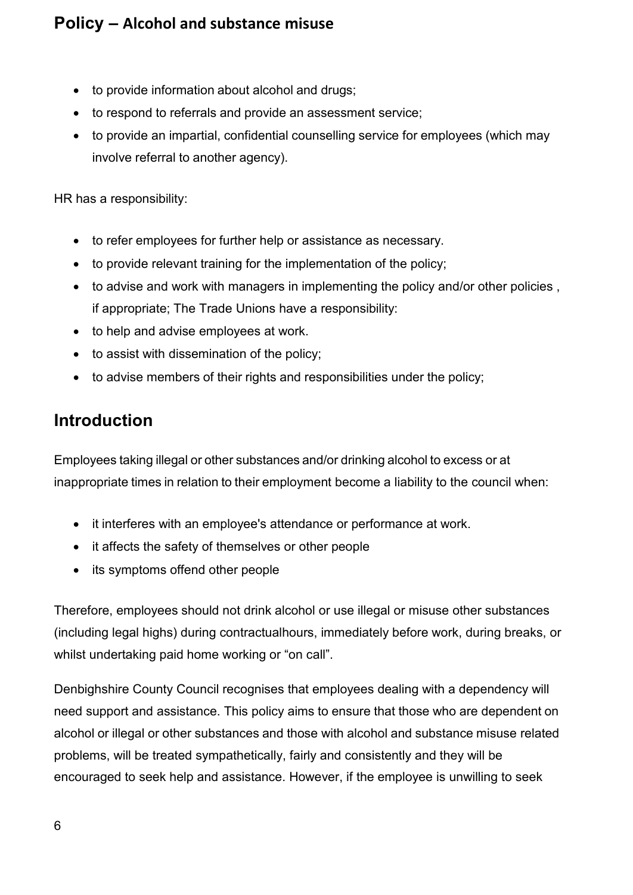- to provide information about alcohol and drugs;
- to respond to referrals and provide an assessment service;
- to provide an impartial, confidential counselling service for employees (which may involve referral to another agency).

HR has a responsibility:

- to refer employees for further help or assistance as necessary.
- to provide relevant training for the implementation of the policy;
- to advise and work with managers in implementing the policy and/or other policies , if appropriate; The Trade Unions have a responsibility:
- to help and advise employees at work.
- to assist with dissemination of the policy;
- to advise members of their rights and responsibilities under the policy;

## Introduction

Employees taking illegal or other substances and/or drinking alcohol to excess or at inappropriate times in relation to their employment become a liability to the council when:

- it interferes with an employee's attendance or performance at work.
- it affects the safety of themselves or other people
- its symptoms offend other people

Therefore, employees should not drink alcohol or use illegal or misuse other substances (including legal highs) during contractualhours, immediately before work, during breaks, or whilst undertaking paid home working or "on call".

Denbighshire County Council recognises that employees dealing with a dependency will need support and assistance. This policy aims to ensure that those who are dependent on alcohol or illegal or other substances and those with alcohol and substance misuse related problems, will be treated sympathetically, fairly and consistently and they will be encouraged to seek help and assistance. However, if the employee is unwilling to seek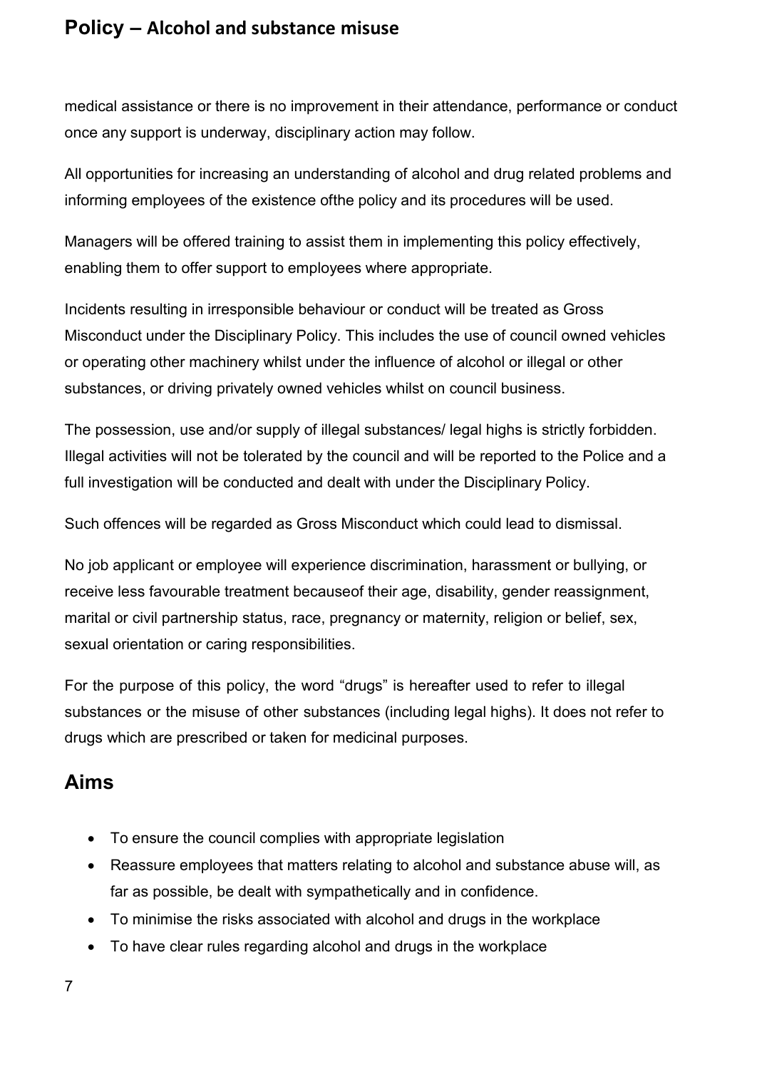medical assistance or there is no improvement in their attendance, performance or conduct once any support is underway, disciplinary action may follow.

All opportunities for increasing an understanding of alcohol and drug related problems and informing employees of the existence ofthe policy and its procedures will be used.

Managers will be offered training to assist them in implementing this policy effectively, enabling them to offer support to employees where appropriate.

Incidents resulting in irresponsible behaviour or conduct will be treated as Gross Misconduct under the Disciplinary Policy. This includes the use of council owned vehicles or operating other machinery whilst under the influence of alcohol or illegal or other substances, or driving privately owned vehicles whilst on council business.

The possession, use and/or supply of illegal substances/ legal highs is strictly forbidden. Illegal activities will not be tolerated by the council and will be reported to the Police and a full investigation will be conducted and dealt with under the Disciplinary Policy.

Such offences will be regarded as Gross Misconduct which could lead to dismissal.

No job applicant or employee will experience discrimination, harassment or bullying, or receive less favourable treatment becauseof their age, disability, gender reassignment, marital or civil partnership status, race, pregnancy or maternity, religion or belief, sex, sexual orientation or caring responsibilities.

For the purpose of this policy, the word "drugs" is hereafter used to refer to illegal substances or the misuse of other substances (including legal highs). It does not refer to drugs which are prescribed or taken for medicinal purposes.

## Aims

- To ensure the council complies with appropriate legislation
- Reassure employees that matters relating to alcohol and substance abuse will, as far as possible, be dealt with sympathetically and in confidence.
- To minimise the risks associated with alcohol and drugs in the workplace
- To have clear rules regarding alcohol and drugs in the workplace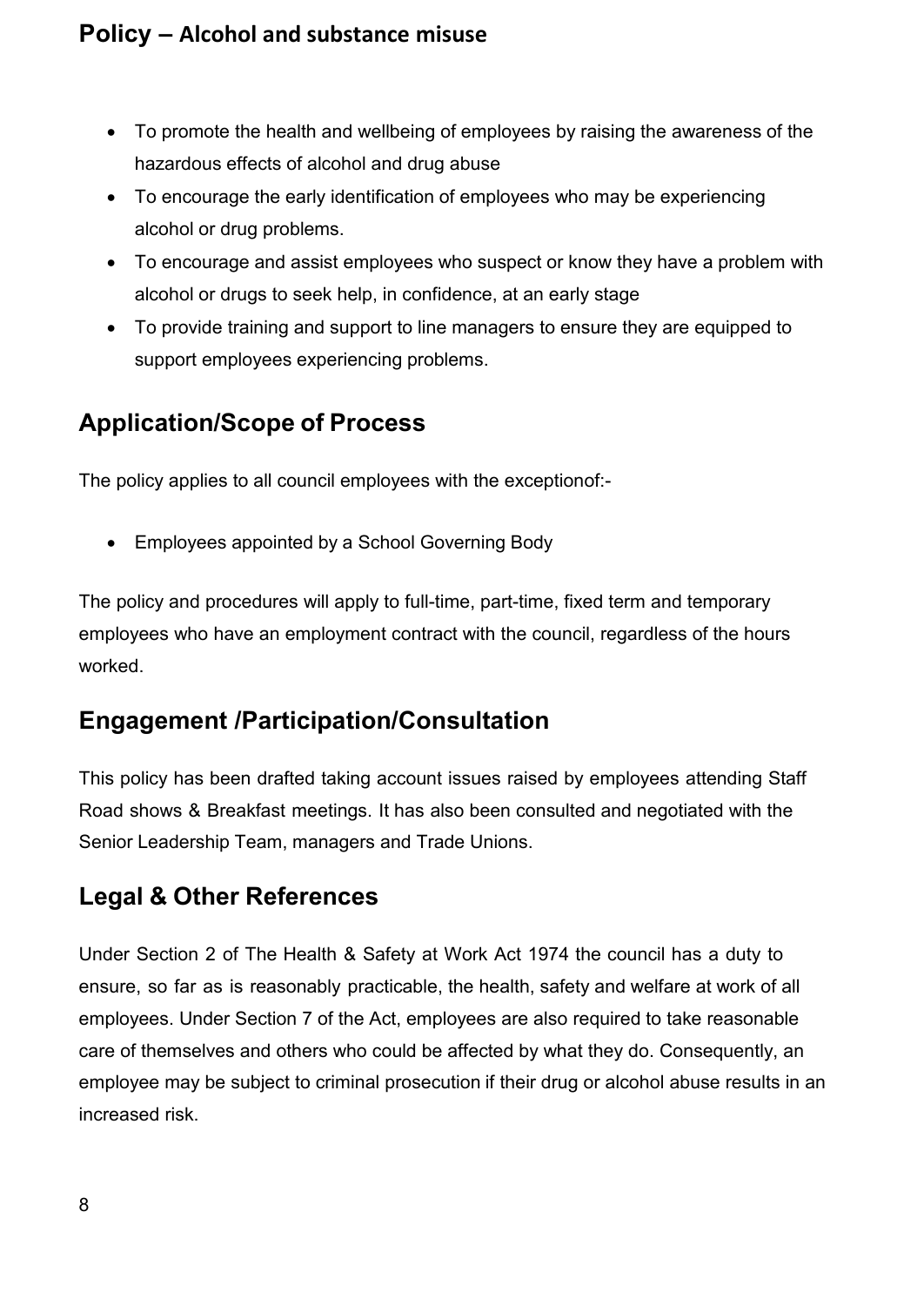- To promote the health and wellbeing of employees by raising the awareness of the hazardous effects of alcohol and drug abuse
- To encourage the early identification of employees who may be experiencing alcohol or drug problems.
- To encourage and assist employees who suspect or know they have a problem with alcohol or drugs to seek help, in confidence, at an early stage
- To provide training and support to line managers to ensure they are equipped to support employees experiencing problems.

## Application/Scope of Process

The policy applies to all council employees with the exceptionof:-

- Employees appointed by a School Governing Body

The policy and procedures will apply to full-time, part-time, fixed term and temporary employees who have an employment contract with the council, regardless of the hours worked.

## Engagement /Participation/Consultation

This policy has been drafted taking account issues raised by employees attending Staff Road shows & Breakfast meetings. It has also been consulted and negotiated with the Senior Leadership Team, managers and Trade Unions.

## Legal & Other References

Under Section 2 of The Health & Safety at Work Act 1974 the council has a duty to ensure, so far as is reasonably practicable, the health, safety and welfare at work of all employees. Under Section 7 of the Act, employees are also required to take reasonable care of themselves and others who could be affected by what they do. Consequently, an employee may be subject to criminal prosecution if their drug or alcohol abuse results in an increased risk.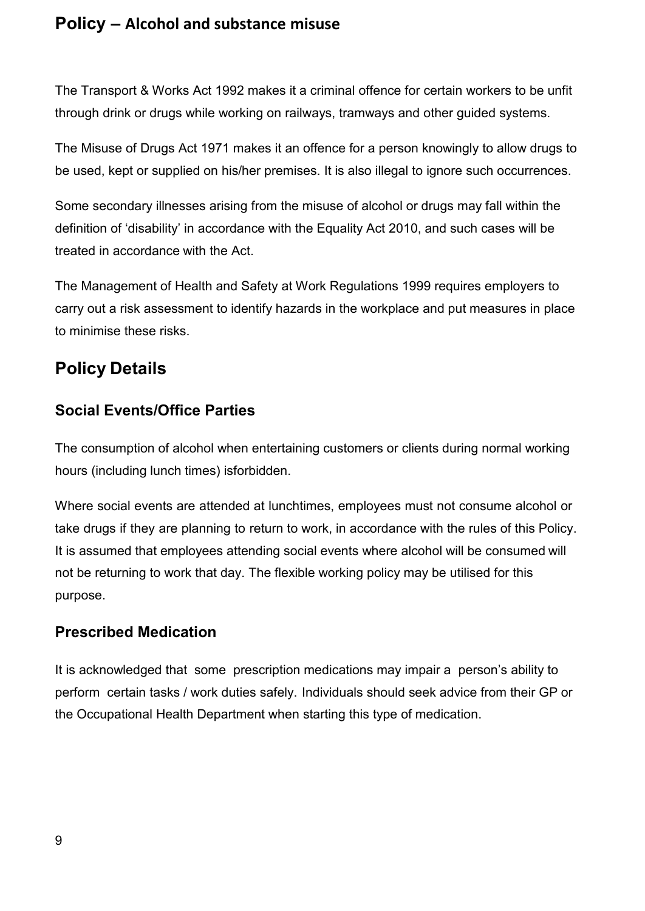## Policy – Alcohol and substance misuse

The Transport & Works Act 1992 makes it a criminal offence for certain workers to be unfit through drink or drugs while working on railways, tramways and other guided systems.

The Misuse of Drugs Act 1971 makes it an offence for a person knowingly to allow drugs to be used, kept or supplied on his/her premises. It is also illegal to ignore such occurrences.

Some secondary illnesses arising from the misuse of alcohol or drugs may fall within the definition of 'disability' in accordance with the Equality Act 2010, and such cases will be treated in accordance with the Act.

The Management of Health and Safety at Work Regulations 1999 requires employers to carry out a risk assessment to identify hazards in the workplace and put measures in place to minimise these risks.

## Policy Details

### Social Events/Office Parties

The consumption of alcohol when entertaining customers or clients during normal working hours (including lunch times) isforbidden.

Where social events are attended at lunchtimes, employees must not consume alcohol or take drugs if they are planning to return to work, in accordance with the rules of this Policy. It is assumed that employees attending social events where alcohol will be consumed will not be returning to work that day. The flexible working policy may be utilised for this purpose.

### Prescribed Medication

It is acknowledged that some prescription medications may impair a person's ability to perform certain tasks / work duties safely. Individuals should seek advice from their GP or the Occupational Health Department when starting this type of medication.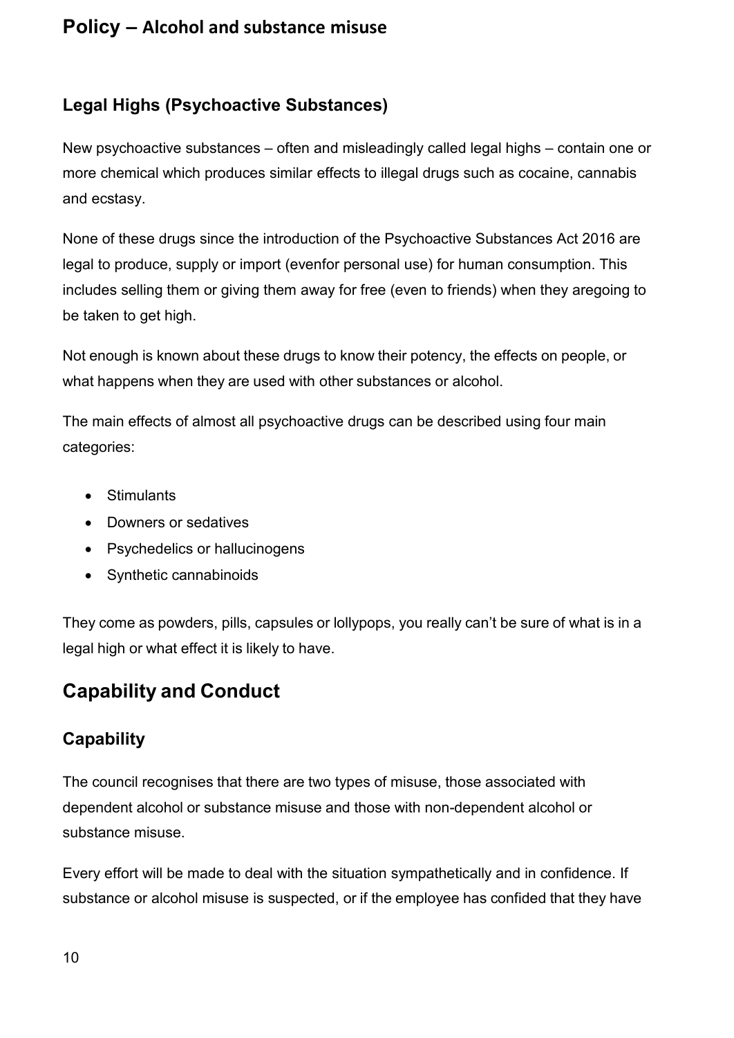## Legal Highs (Psychoactive Substances)

New psychoactive substances – often and misleadingly called legal highs – contain one or more chemical which produces similar effects to illegal drugs such as cocaine, cannabis and ecstasy.

None of these drugs since the introduction of the Psychoactive Substances Act 2016 are legal to produce, supply or import (evenfor personal use) for human consumption. This includes selling them or giving them away for free (even to friends) when they aregoing to be taken to get high.

Not enough is known about these drugs to know their potency, the effects on people, or what happens when they are used with other substances or alcohol.

The main effects of almost all psychoactive drugs can be described using four main categories:

- Stimulants
- Downers or sedatives
- Psychedelics or hallucinogens
- Synthetic cannabinoids

They come as powders, pills, capsules or lollypops, you really can't be sure of what is in a legal high or what effect it is likely to have.

# Capability and Conduct

## Capability

The council recognises that there are two types of misuse, those associated with dependent alcohol or substance misuse and those with non-dependent alcohol or substance misuse.

Every effort will be made to deal with the situation sympathetically and in confidence. If substance or alcohol misuse is suspected, or if the employee has confided that they have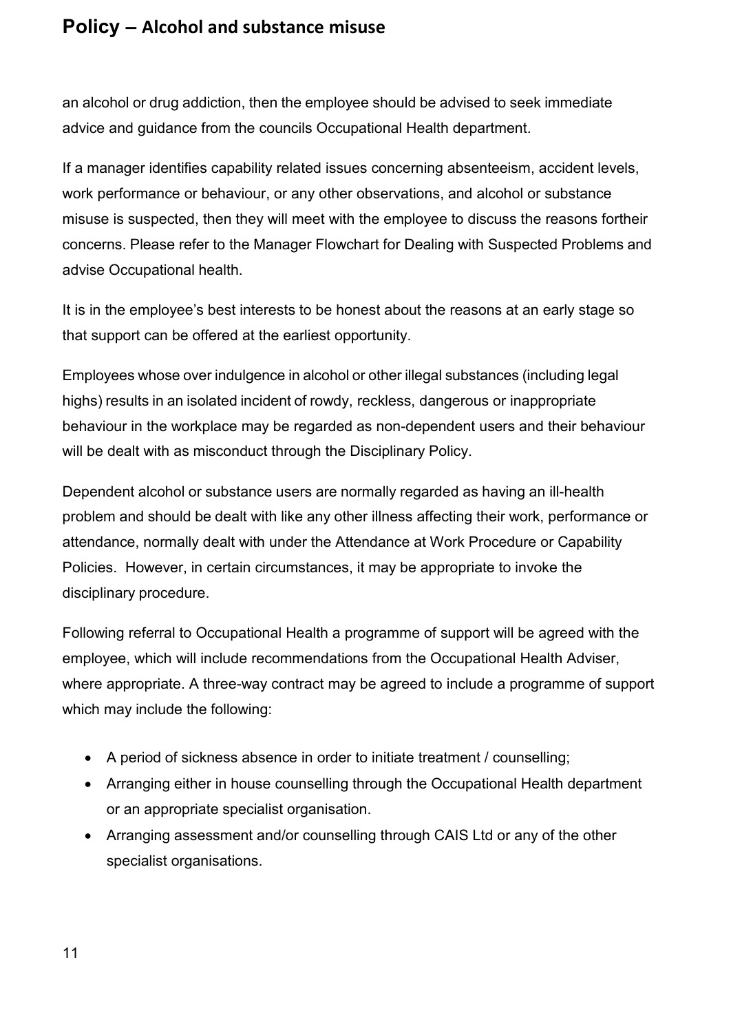an alcohol or drug addiction, then the employee should be advised to seek immediate advice and guidance from the councils Occupational Health department.

If a manager identifies capability related issues concerning absenteeism, accident levels, work performance or behaviour, or any other observations, and alcohol or substance misuse is suspected, then they will meet with the employee to discuss the reasons fortheir concerns. Please refer to the Manager Flowchart for Dealing with Suspected Problems and advise Occupational health.

It is in the employee's best interests to be honest about the reasons at an early stage so that support can be offered at the earliest opportunity.

Employees whose over indulgence in alcohol or other illegal substances (including legal highs) results in an isolated incident of rowdy, reckless, dangerous or inappropriate behaviour in the workplace may be regarded as non-dependent users and their behaviour will be dealt with as misconduct through the Disciplinary Policy.

Dependent alcohol or substance users are normally regarded as having an ill-health problem and should be dealt with like any other illness affecting their work, performance or attendance, normally dealt with under the Attendance at Work Procedure or Capability Policies. However, in certain circumstances, it may be appropriate to invoke the disciplinary procedure.

Following referral to Occupational Health a programme of support will be agreed with the employee, which will include recommendations from the Occupational Health Adviser, where appropriate. A three-way contract may be agreed to include a programme of support which may include the following:

- A period of sickness absence in order to initiate treatment / counselling;
- Arranging either in house counselling through the Occupational Health department or an appropriate specialist organisation.
- Arranging assessment and/or counselling through CAIS Ltd or any of the other specialist organisations.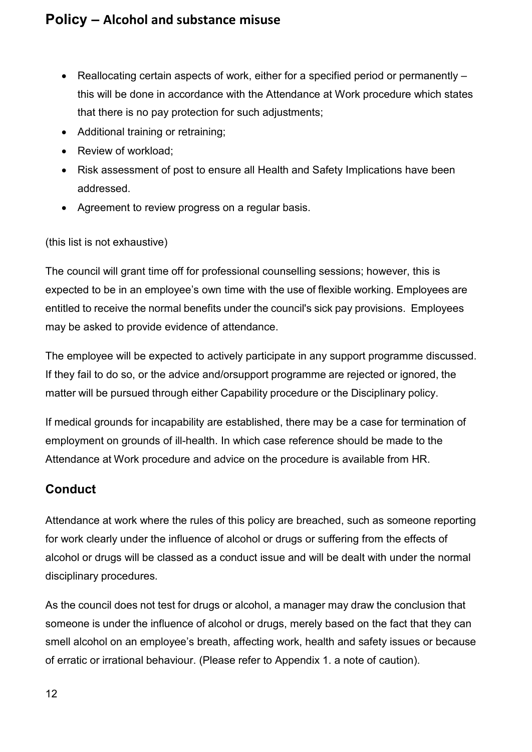- Reallocating certain aspects of work, either for a specified period or permanently – this will be done in accordance with the Attendance at Work procedure which states that there is no pay protection for such adjustments;
- Additional training or retraining;
- Review of workload;
- Risk assessment of post to ensure all Health and Safety Implications have been addressed.
- Agreement to review progress on a regular basis.

(this list is not exhaustive)

The council will grant time off for professional counselling sessions; however, this is expected to be in an employee's own time with the use of flexible working. Employees are entitled to receive the normal benefits under the council's sick pay provisions. Employees may be asked to provide evidence of attendance.

The employee will be expected to actively participate in any support programme discussed. If they fail to do so, or the advice and/orsupport programme are rejected or ignored, the matter will be pursued through either Capability procedure or the Disciplinary policy.

If medical grounds for incapability are established, there may be a case for termination of employment on grounds of ill-health. In which case reference should be made to the Attendance at Work procedure and advice on the procedure is available from HR.

## Conduct

Attendance at work where the rules of this policy are breached, such as someone reporting for work clearly under the influence of alcohol or drugs or suffering from the effects of alcohol or drugs will be classed as a conduct issue and will be dealt with under the normal disciplinary procedures.

As the council does not test for drugs or alcohol, a manager may draw the conclusion that someone is under the influence of alcohol or drugs, merely based on the fact that they can smell alcohol on an employee's breath, affecting work, health and safety issues or because of erratic or irrational behaviour. (Please refer to Appendix 1. a note of caution).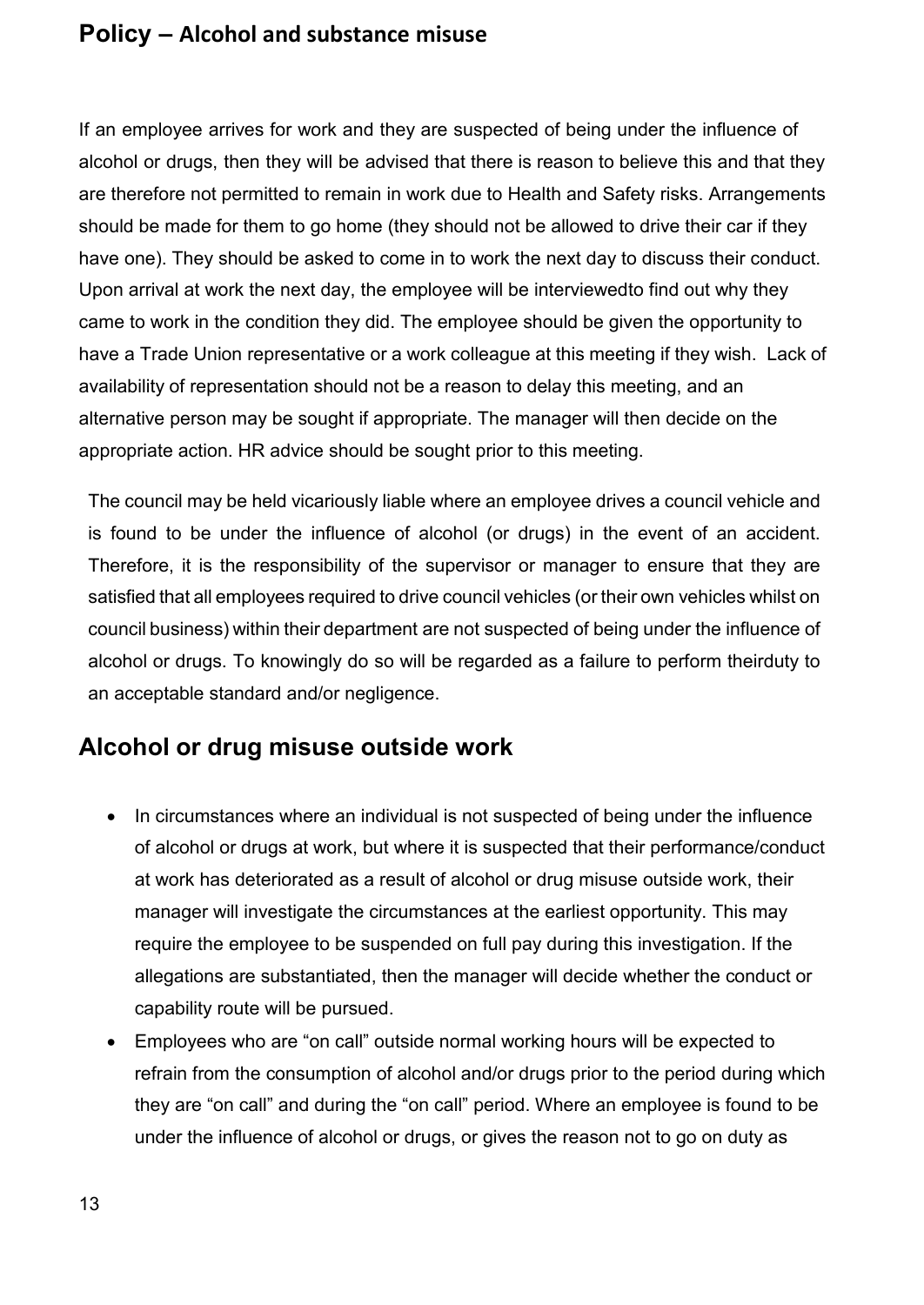## Policy – Alcohol and substance misuse

If an employee arrives for work and they are suspected of being under the influence of alcohol or drugs, then they will be advised that there is reason to believe this and that they are therefore not permitted to remain in work due to Health and Safety risks. Arrangements should be made for them to go home (they should not be allowed to drive their car if they have one). They should be asked to come in to work the next day to discuss their conduct. Upon arrival at work the next day, the employee will be interviewedto find out why they came to work in the condition they did. The employee should be given the opportunity to have a Trade Union representative or a work colleague at this meeting if they wish. Lack of availability of representation should not be a reason to delay this meeting, and an alternative person may be sought if appropriate. The manager will then decide on the appropriate action. HR advice should be sought prior to this meeting.

The council may be held vicariously liable where an employee drives a council vehicle and is found to be under the influence of alcohol (or drugs) in the event of an accident. Therefore, it is the responsibility of the supervisor or manager to ensure that they are satisfied that all employees required to drive council vehicles (or their own vehicles whilst on council business) within their department are not suspected of being under the influence of alcohol or drugs. To knowingly do so will be regarded as a failure to perform theirduty to an acceptable standard and/or negligence.

## Alcohol or drug misuse outside work

- In circumstances where an individual is not suspected of being under the influence of alcohol or drugs at work, but where it is suspected that their performance/conduct at work has deteriorated as a result of alcohol or drug misuse outside work, their manager will investigate the circumstances at the earliest opportunity. This may require the employee to be suspended on full pay during this investigation. If the allegations are substantiated, then the manager will decide whether the conduct or capability route will be pursued.
- Employees who are "on call" outside normal working hours will be expected to refrain from the consumption of alcohol and/or drugs prior to the period during which they are "on call" and during the "on call" period. Where an employee is found to be under the influence of alcohol or drugs, or gives the reason not to go on duty as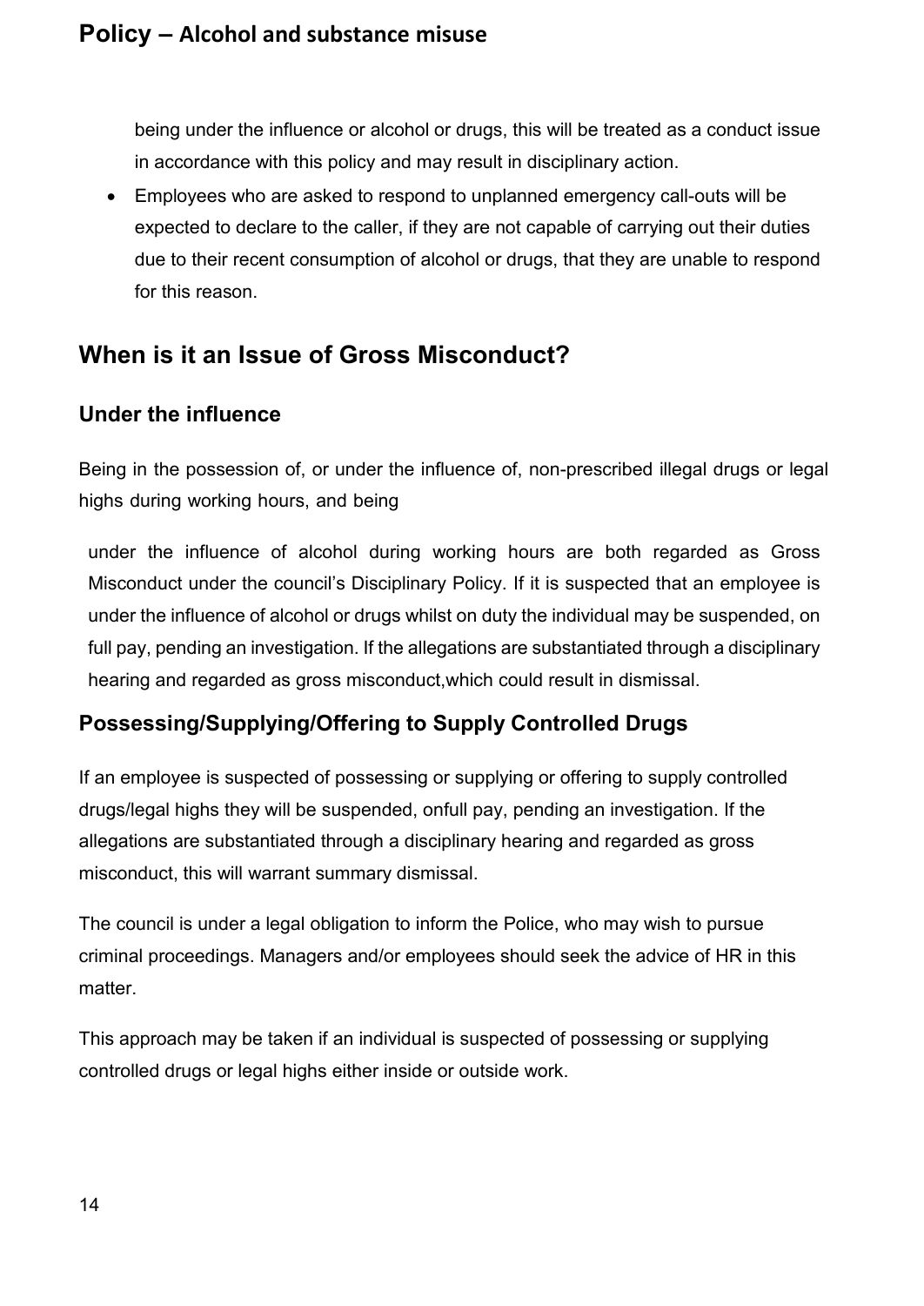being under the influence or alcohol or drugs, this will be treated as a conduct issue in accordance with this policy and may result in disciplinary action.

- Employees who are asked to respond to unplanned emergency call-outs will be expected to declare to the caller, if they are not capable of carrying out their duties due to their recent consumption of alcohol or drugs, that they are unable to respond for this reason.

## When is it an Issue of Gross Misconduct?

### Under the influence

Being in the possession of, or under the influence of, non-prescribed illegal drugs or legal highs during working hours, and being

under the influence of alcohol during working hours are both regarded as Gross Misconduct under the council's Disciplinary Policy. If it is suspected that an employee is under the influence of alcohol or drugs whilst on duty the individual may be suspended, on full pay, pending an investigation. If the allegations are substantiated through a disciplinary hearing and regarded as gross misconduct,which could result in dismissal.

### Possessing/Supplying/Offering to Supply Controlled Drugs

If an employee is suspected of possessing or supplying or offering to supply controlled drugs/legal highs they will be suspended, onfull pay, pending an investigation. If the allegations are substantiated through a disciplinary hearing and regarded as gross misconduct, this will warrant summary dismissal.

The council is under a legal obligation to inform the Police, who may wish to pursue criminal proceedings. Managers and/or employees should seek the advice of HR in this matter.

This approach may be taken if an individual is suspected of possessing or supplying controlled drugs or legal highs either inside or outside work.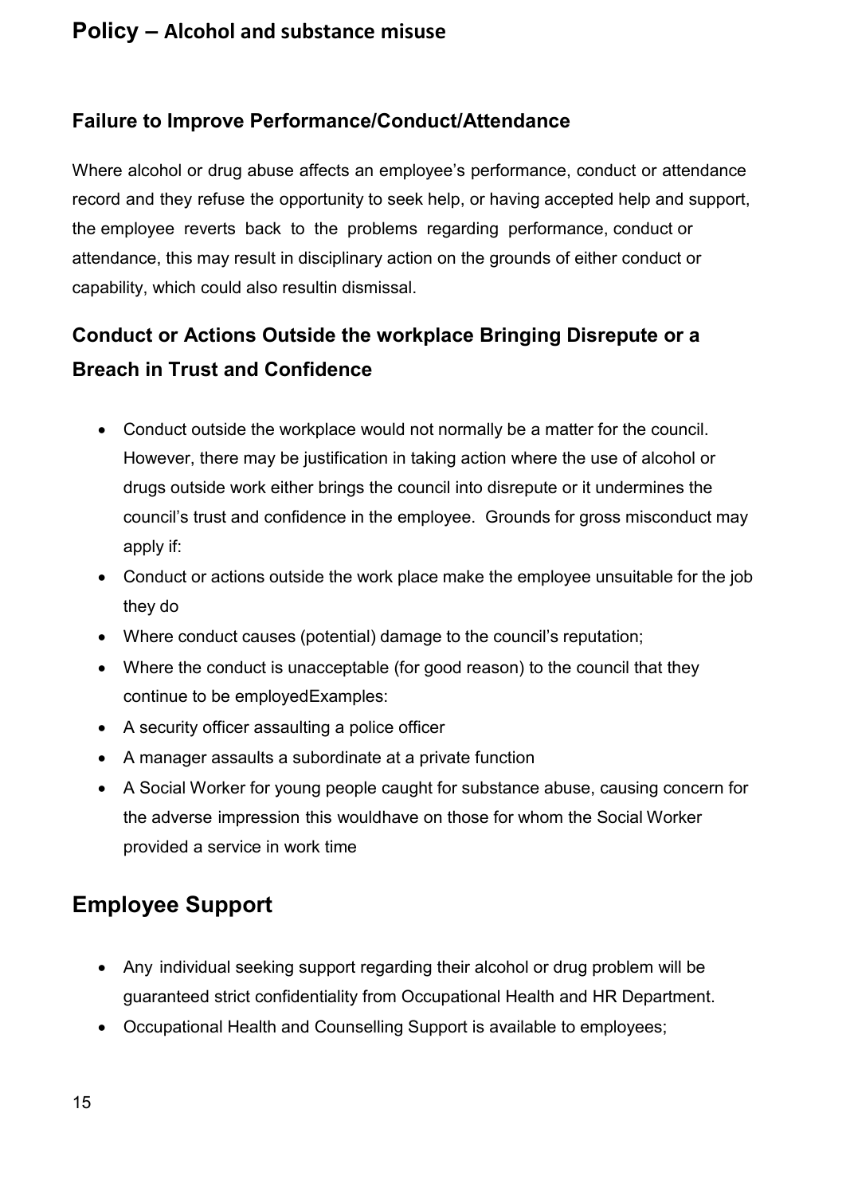## Failure to Improve Performance/Conduct/Attendance

Where alcohol or drug abuse affects an employee's performance, conduct or attendance record and they refuse the opportunity to seek help, or having accepted help and support, the employee reverts back to the problems regarding performance, conduct or attendance, this may result in disciplinary action on the grounds of either conduct or capability, which could also resultin dismissal.

## Conduct or Actions Outside the workplace Bringing Disrepute or a Breach in Trust and Confidence

- Conduct outside the workplace would not normally be a matter for the council. However, there may be justification in taking action where the use of alcohol or drugs outside work either brings the council into disrepute or it undermines the council's trust and confidence in the employee. Grounds for gross misconduct may apply if:
- Conduct or actions outside the work place make the employee unsuitable for the job they do
- Where conduct causes (potential) damage to the council's reputation;
- Where the conduct is unacceptable (for good reason) to the council that they continue to be employedExamples:
- A security officer assaulting a police officer
- A manager assaults a subordinate at a private function
- A Social Worker for young people caught for substance abuse, causing concern for the adverse impression this wouldhave on those for whom the Social Worker provided a service in work time

# Employee Support

- Any individual seeking support regarding their alcohol or drug problem will be guaranteed strict confidentiality from Occupational Health and HR Department.
- Occupational Health and Counselling Support is available to employees;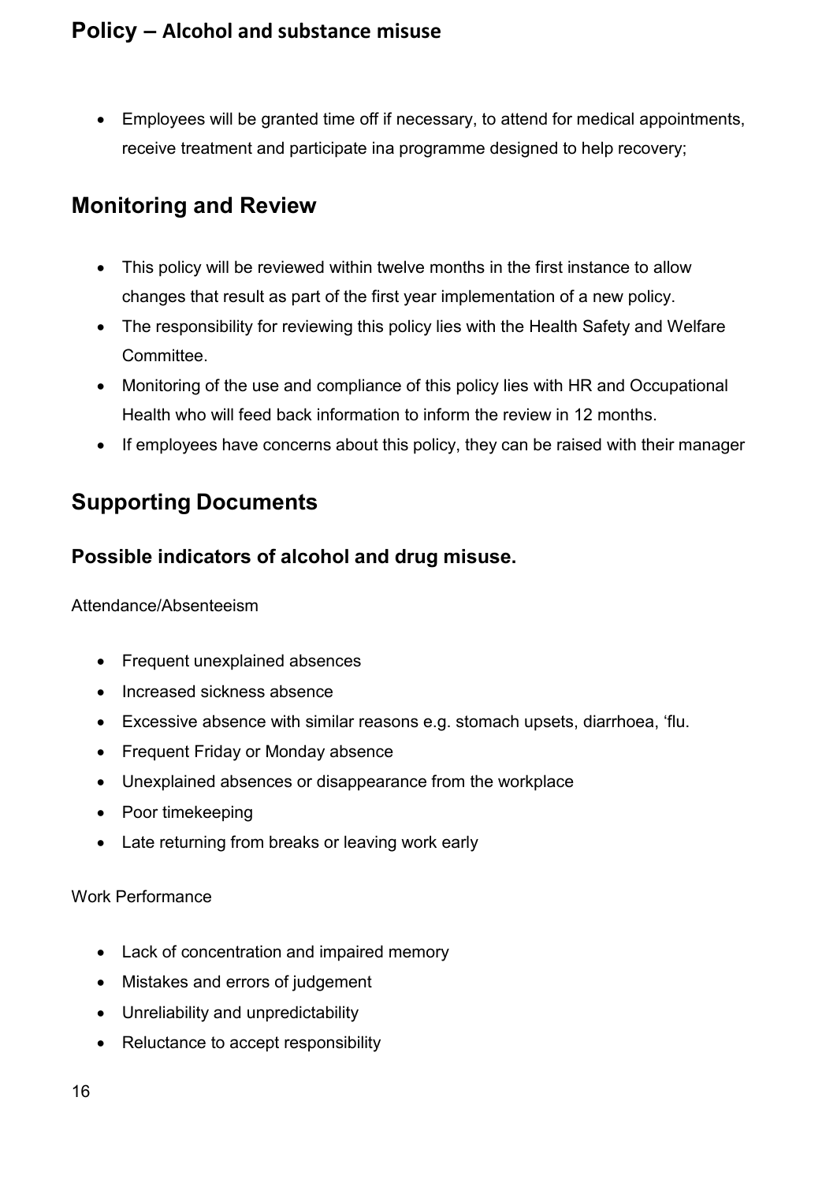- Employees will be granted time off if necessary, to attend for medical appointments, receive treatment and participate ina programme designed to help recovery;

## Monitoring and Review

- This policy will be reviewed within twelve months in the first instance to allow changes that result as part of the first year implementation of a new policy.
- The responsibility for reviewing this policy lies with the Health Safety and Welfare Committee.
- Monitoring of the use and compliance of this policy lies with HR and Occupational Health who will feed back information to inform the review in 12 months.
- If employees have concerns about this policy, they can be raised with their manager

## Supporting Documents

### Possible indicators of alcohol and drug misuse.

Attendance/Absenteeism

- Frequent unexplained absences
- Increased sickness absence
- Excessive absence with similar reasons e.g. stomach upsets, diarrhoea, 'flu.
- Frequent Friday or Monday absence
- Unexplained absences or disappearance from the workplace
- Poor timekeeping
- Late returning from breaks or leaving work early

Work Performance

- Lack of concentration and impaired memory
- Mistakes and errors of judgement
- Unreliability and unpredictability
- Reluctance to accept responsibility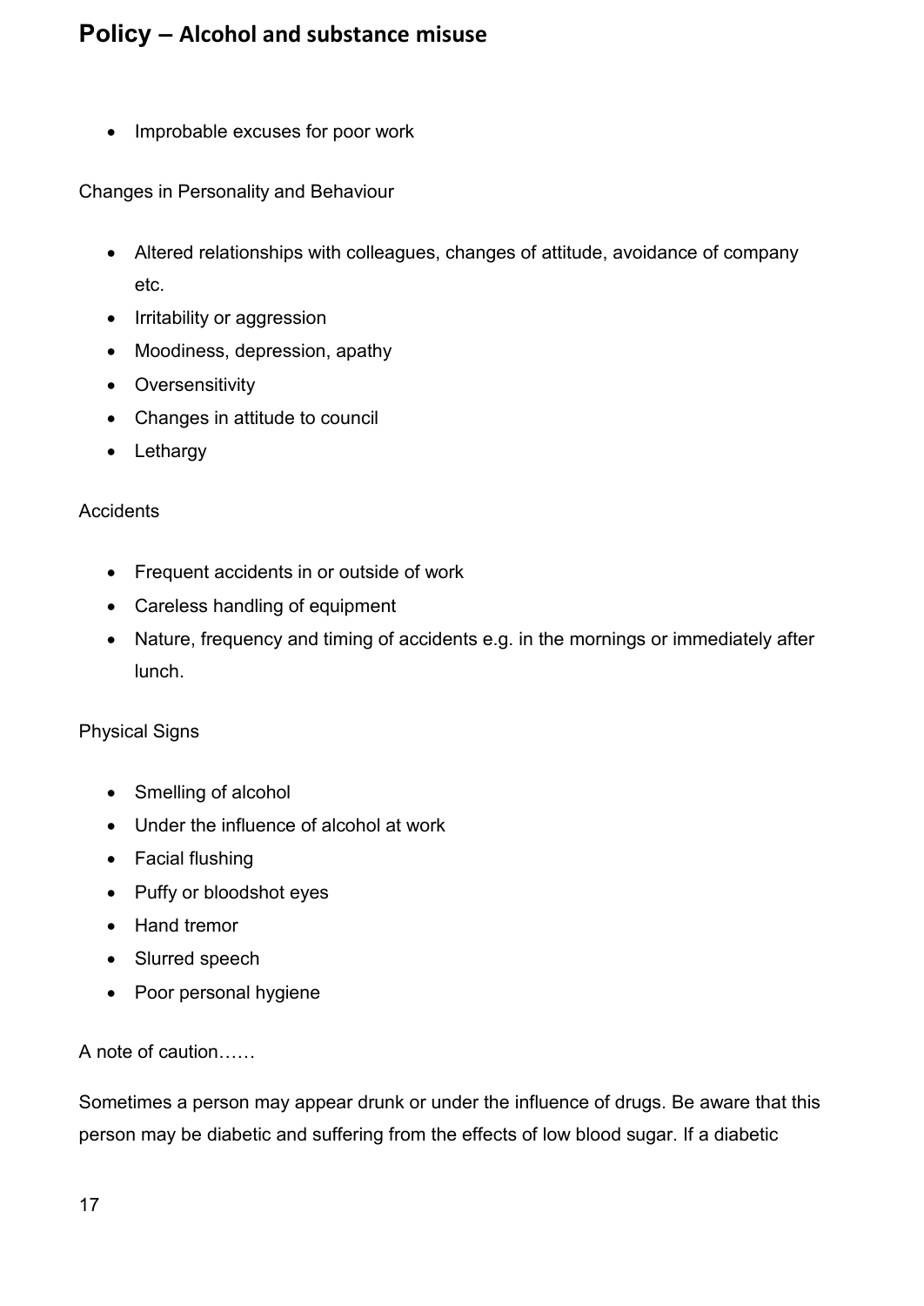- Improbable excuses for poor work

Changes in Personality and Behaviour

- Altered relationships with colleagues, changes of attitude, avoidance of company etc.
- Irritability or aggression
- Moodiness, depression, apathy
- Oversensitivity
- Changes in attitude to council
- Lethargy

Accidents

- Frequent accidents in or outside of work
- Careless handling of equipment
- Nature, frequency and timing of accidents e.g. in the mornings or immediately after lunch.

Physical Signs

- Smelling of alcohol
- Under the influence of alcohol at work
- Facial flushing
- Puffy or bloodshot eyes
- Hand tremor
- Slurred speech
- Poor personal hygiene

A note of caution……

Sometimes a person may appear drunk or under the influence of drugs. Be aware that this person may be diabetic and suffering from the effects of low blood sugar. If a diabetic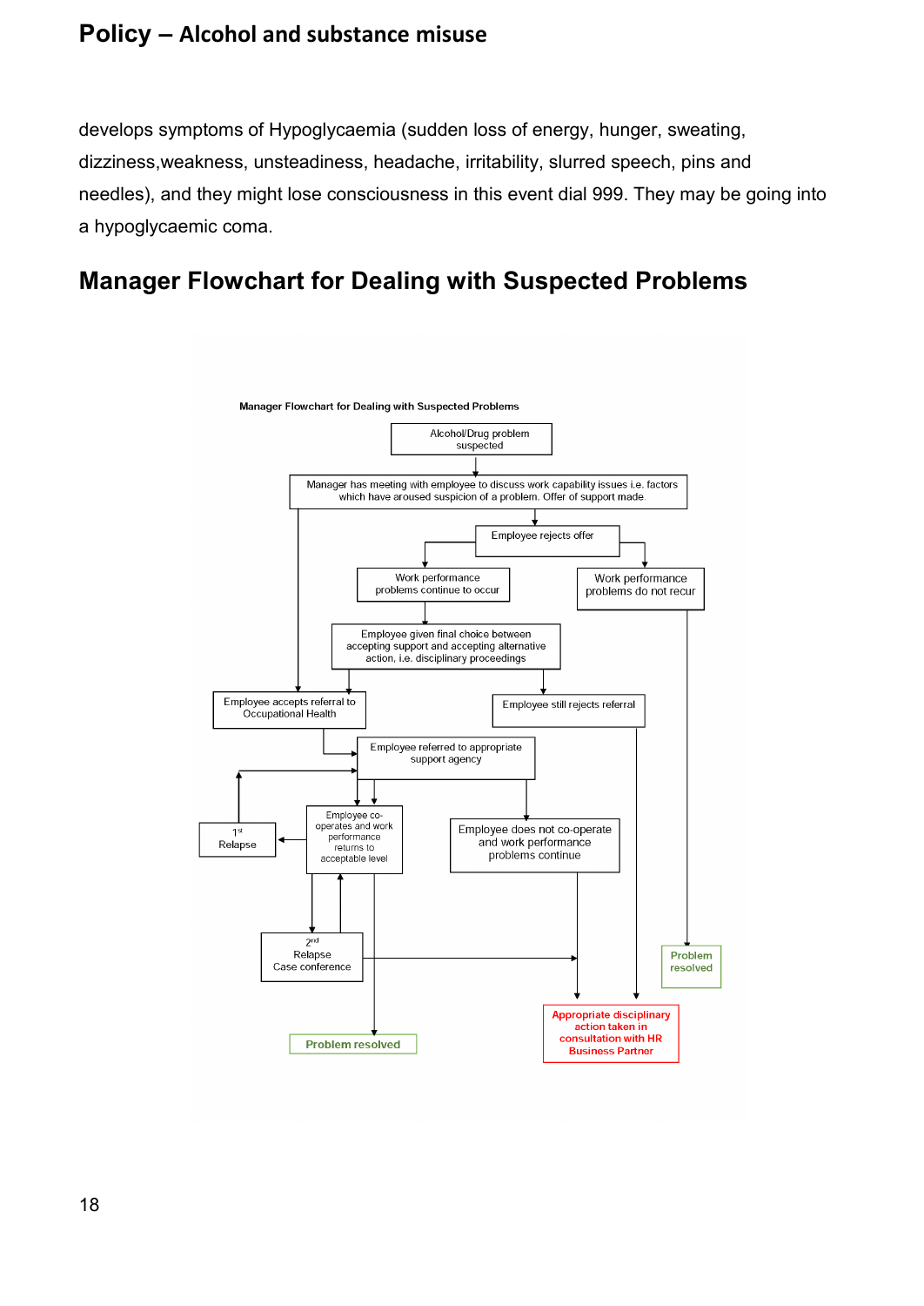develops symptoms of Hypoglycaemia (sudden loss of energy, hunger, sweating, dizziness,weakness, unsteadiness, headache, irritability, slurred speech, pins and needles), and they might lose consciousness in this event dial 999. They may be going into a hypoglycaemic coma.

## Manager Flowchart for Dealing with Suspected Problems

Manager Flowchart for Dealing with Suspected Problems

- Alcohol/Drug problem suspected
- Manager has meeting with employee to discuss work capability issues i.e. factors which have aroused suspicion of a problem. Offer of support made.
- Employee rejects offer
- Work performance problems continue to occur
- Work performance problems do not recur
- Employee given final choice between accepting support and accepting alternative action, i.e. disciplinary proceedings
- Employee accepts referral to Occupational Health
- Employee still rejects referral
- Employee referred to appropriate support agency
- Employee co-operates and work performance returns to acceptable level
- 1st Relapse
- Employee does not co-operate and work performance problems continue
- 2nd Relapse Case conference
- Problem resolved
- Appropriate disciplinary action taken in consultation with HR Business Partner
- Problem resolved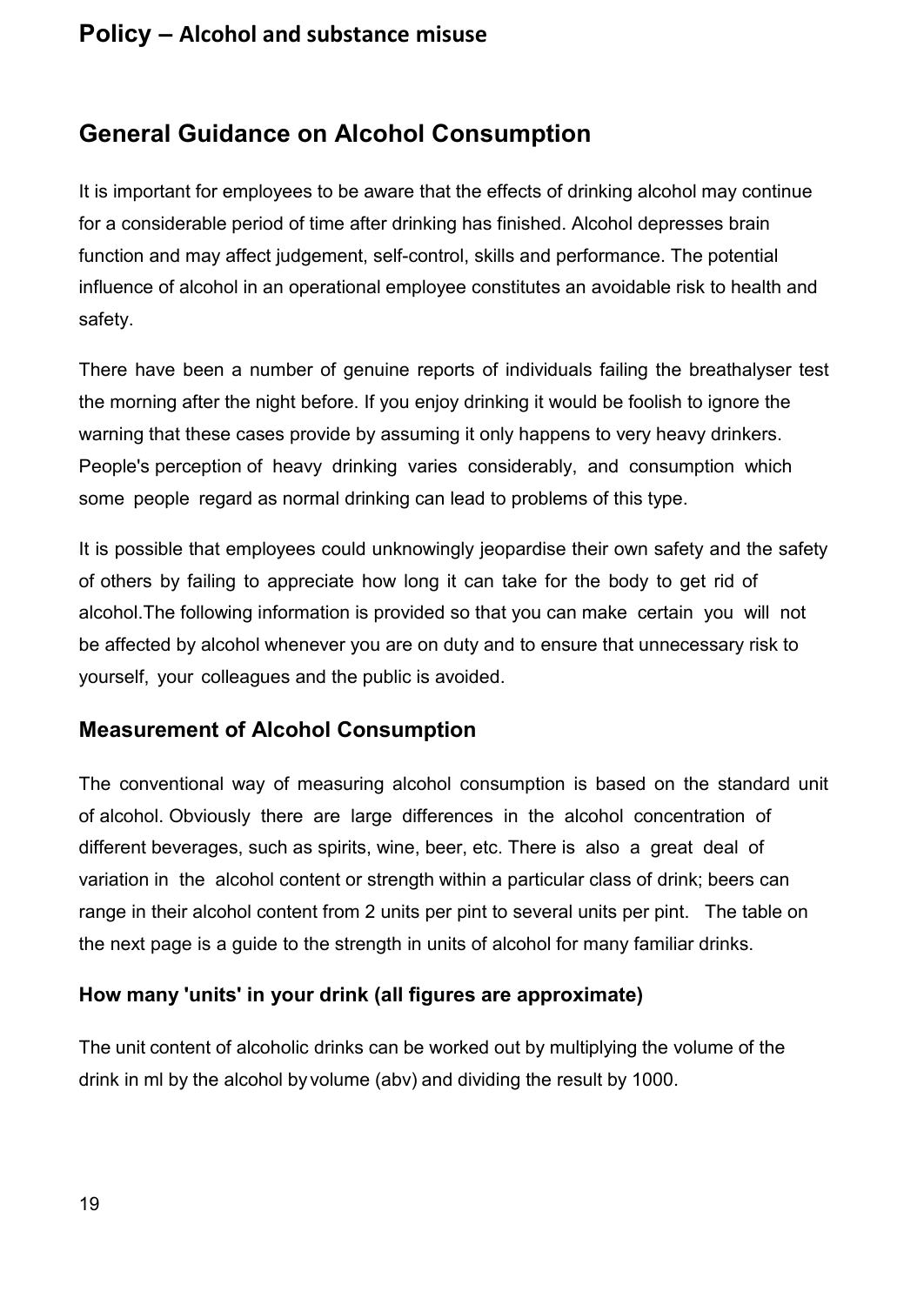## General Guidance on Alcohol Consumption

It is important for employees to be aware that the effects of drinking alcohol may continue for a considerable period of time after drinking has finished. Alcohol depresses brain function and may affect judgement, self-control, skills and performance. The potential influence of alcohol in an operational employee constitutes an avoidable risk to health and safety.

There have been a number of genuine reports of individuals failing the breathalyser test the morning after the night before. If you enjoy drinking it would be foolish to ignore the warning that these cases provide by assuming it only happens to very heavy drinkers. People's perception of heavy drinking varies considerably, and consumption which some people regard as normal drinking can lead to problems of this type.

It is possible that employees could unknowingly jeopardise their own safety and the safety of others by failing to appreciate how long it can take for the body to get rid of alcohol.The following information is provided so that you can make certain you will not be affected by alcohol whenever you are on duty and to ensure that unnecessary risk to yourself, your colleagues and the public is avoided.

### Measurement of Alcohol Consumption

The conventional way of measuring alcohol consumption is based on the standard unit of alcohol. Obviously there are large differences in the alcohol concentration of different beverages, such as spirits, wine, beer, etc. There is also a great deal of variation in the alcohol content or strength within a particular class of drink; beers can range in their alcohol content from 2 units per pint to several units per pint. The table on the next page is a guide to the strength in units of alcohol for many familiar drinks.

#### How many 'units' in your drink (all figures are approximate)

The unit content of alcoholic drinks can be worked out by multiplying the volume of the drink in ml by the alcohol by volume (abv) and dividing the result by 1000.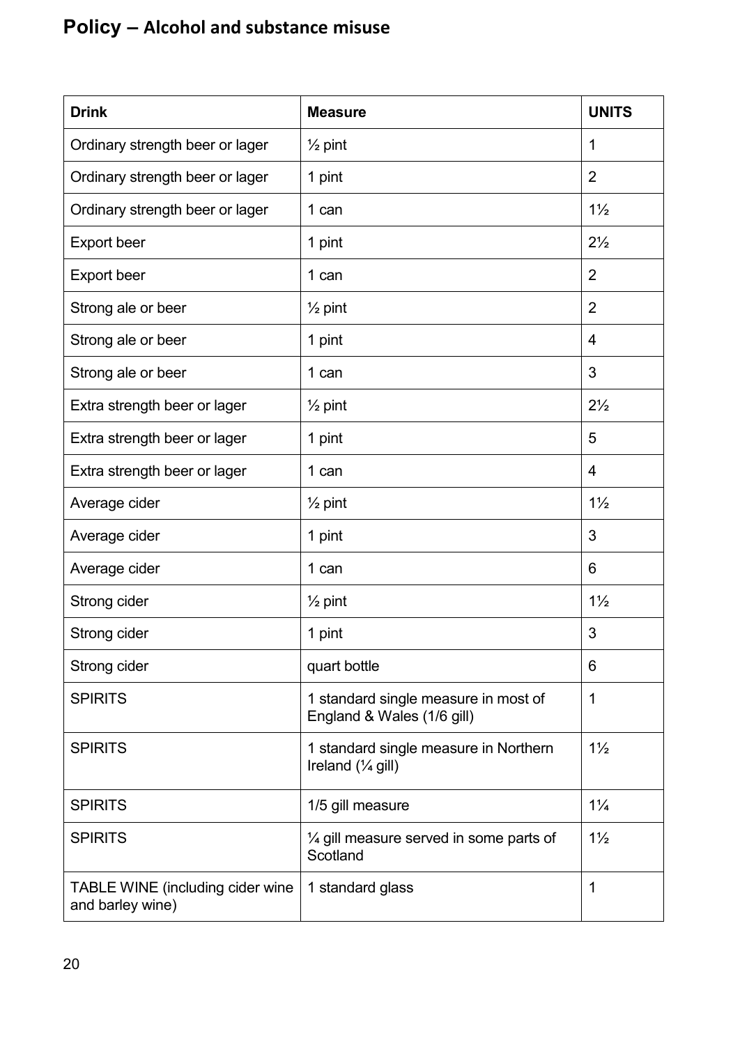# Policy – Alcohol and substance misuse

| Drink | Measure | UNITS |
|---|---|---|
| Ordinary strength beer or lager | ½ pint | 1 |
| Ordinary strength beer or lager | 1 pint | 2 |
| Ordinary strength beer or lager | 1 can | 1½ |
| Export beer | 1 pint | 2½ |
| Export beer | 1 can | 2 |
| Strong ale or beer | ½ pint | 2 |
| Strong ale or beer | 1 pint | 4 |
| Strong ale or beer | 1 can | 3 |
| Extra strength beer or lager | ½ pint | 2½ |
| Extra strength beer or lager | 1 pint | 5 |
| Extra strength beer or lager | 1 can | 4 |
| Average cider | ½ pint | 1½ |
| Average cider | 1 pint | 3 |
| Average cider | 1 can | 6 |
| Strong cider | ½ pint | 1½ |
| Strong cider | 1 pint | 3 |
| Strong cider | quart bottle | 6 |
| SPIRITS | 1 standard single measure in most of England & Wales (1/6 gill) | 1 |
| SPIRITS | 1 standard single measure in Northern Ireland (¼ gill) | 1½ |
| SPIRITS | 1/5 gill measure | 1¼ |
| SPIRITS | ¼ gill measure served in some parts of Scotland | 1½ |
| TABLE WINE (including cider wine and barley wine) | 1 standard glass | 1 |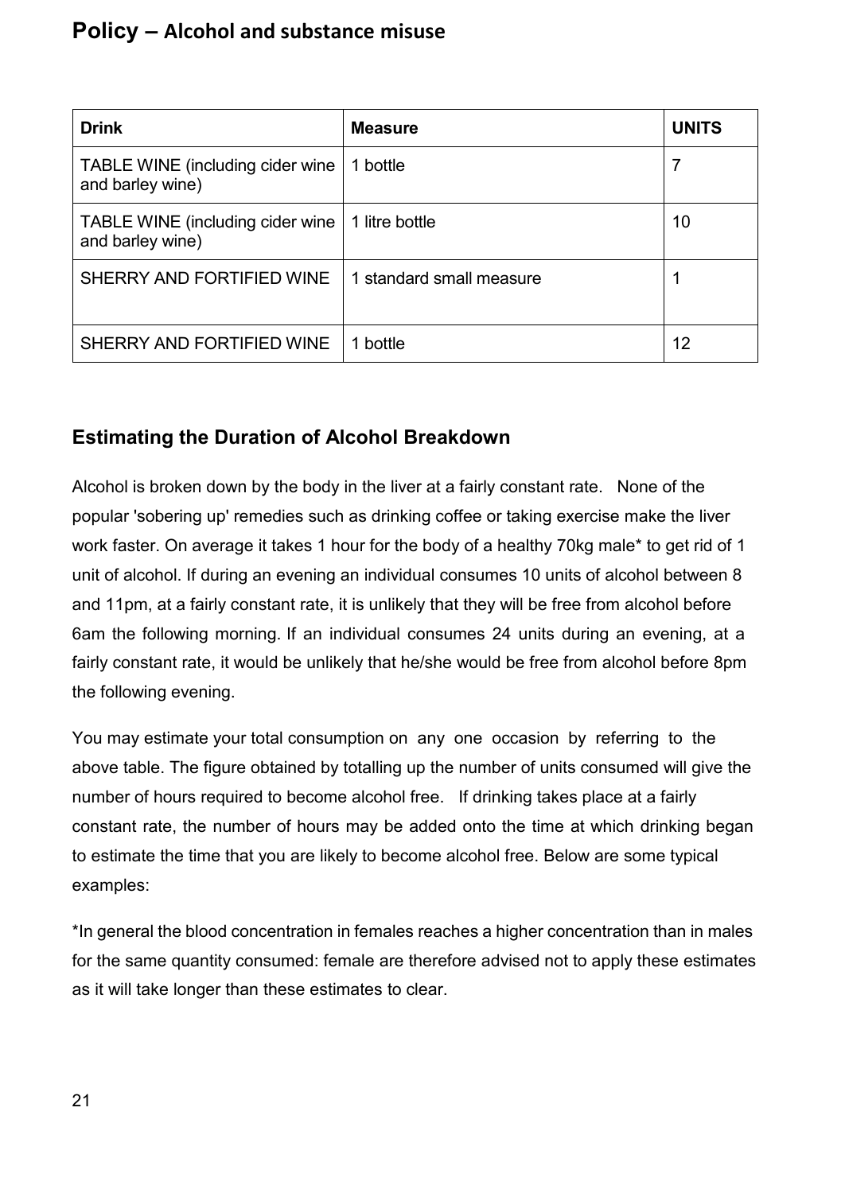| Drink | Measure | UNITS |
| --- | --- | --- |
| TABLE WINE (including cider wine and barley wine) | 1 bottle | 7 |
| TABLE WINE (including cider wine and barley wine) | 1 litre bottle | 10 |
| SHERRY AND FORTIFIED WINE | 1 standard small measure | 1 |
| SHERRY AND FORTIFIED WINE | 1 bottle | 12 |

## Estimating the Duration of Alcohol Breakdown

Alcohol is broken down by the body in the liver at a fairly constant rate. None of the popular 'sobering up' remedies such as drinking coffee or taking exercise make the liver work faster. On average it takes 1 hour for the body of a healthy 70kg male* to get rid of 1 unit of alcohol. If during an evening an individual consumes 10 units of alcohol between 8 and 11pm, at a fairly constant rate, it is unlikely that they will be free from alcohol before 6am the following morning. If an individual consumes 24 units during an evening, at a fairly constant rate, it would be unlikely that he/she would be free from alcohol before 8pm the following evening.

You may estimate your total consumption on any one occasion by referring to the above table. The figure obtained by totalling up the number of units consumed will give the number of hours required to become alcohol free. If drinking takes place at a fairly constant rate, the number of hours may be added onto the time at which drinking began to estimate the time that you are likely to become alcohol free. Below are some typical examples:

*In general the blood concentration in females reaches a higher concentration than in males for the same quantity consumed: female are therefore advised not to apply these estimates as it will take longer than these estimates to clear.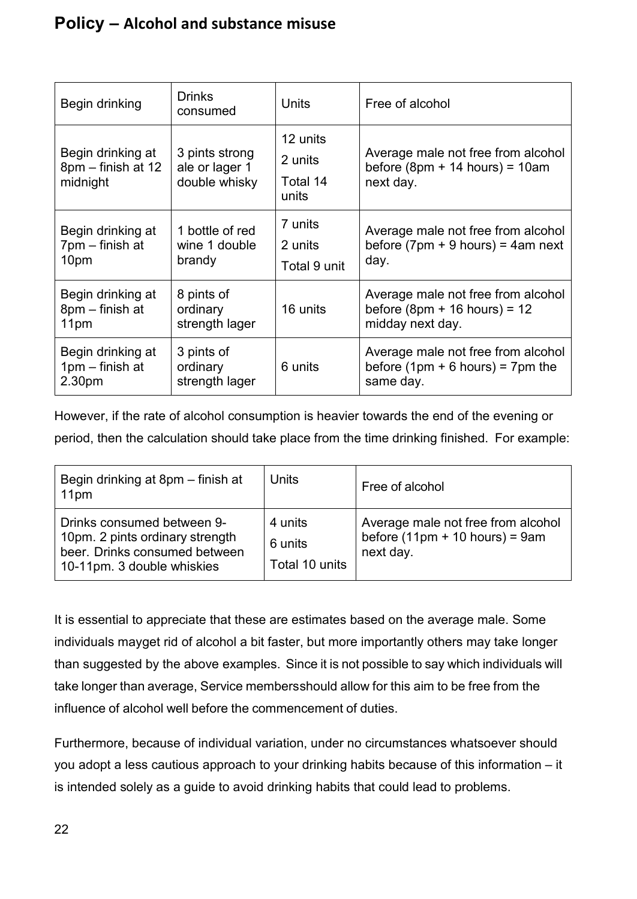**Policy – Alcohol and substance misuse**

| Begin drinking | Drinks consumed | Units | Free of alcohol |
|---|---|---|---|
| Begin drinking at 8pm – finish at 12 midnight | 3 pints strong ale or lager 1 double whisky | 12 units<br>2 units<br>Total 14 units | Average male not free from alcohol before (8pm + 14 hours) = 10am next day. |
| Begin drinking at 7pm – finish at 10pm | 1 bottle of red wine 1 double brandy | 7 units<br>2 units<br>Total 9 unit | Average male not free from alcohol before (7pm + 9 hours) = 4am next day. |
| Begin drinking at 8pm – finish at 11pm | 8 pints of ordinary strength lager | 16 units | Average male not free from alcohol before (8pm + 16 hours) = 12 midday next day. |
| Begin drinking at 1pm – finish at 2.30pm | 3 pints of ordinary strength lager | 6 units | Average male not free from alcohol before (1pm + 6 hours) = 7pm the same day. |

However, if the rate of alcohol consumption is heavier towards the end of the evening or period, then the calculation should take place from the time drinking finished. For example:

| Begin drinking at 8pm – finish at 11pm | Units | Free of alcohol |
|---|---|---|
| Drinks consumed between 9-10pm. 2 pints ordinary strength beer. Drinks consumed between 10-11pm. 3 double whiskies | 4 units<br>6 units<br>Total 10 units | Average male not free from alcohol before (11pm + 10 hours) = 9am next day. |

It is essential to appreciate that these are estimates based on the average male. Some individuals mayget rid of alcohol a bit faster, but more importantly others may take longer than suggested by the above examples. Since it is not possible to say which individuals will take longer than average, Service membersshould allow for this aim to be free from the influence of alcohol well before the commencement of duties.

Furthermore, because of individual variation, under no circumstances whatsoever should you adopt a less cautious approach to your drinking habits because of this information – it is intended solely as a guide to avoid drinking habits that could lead to problems.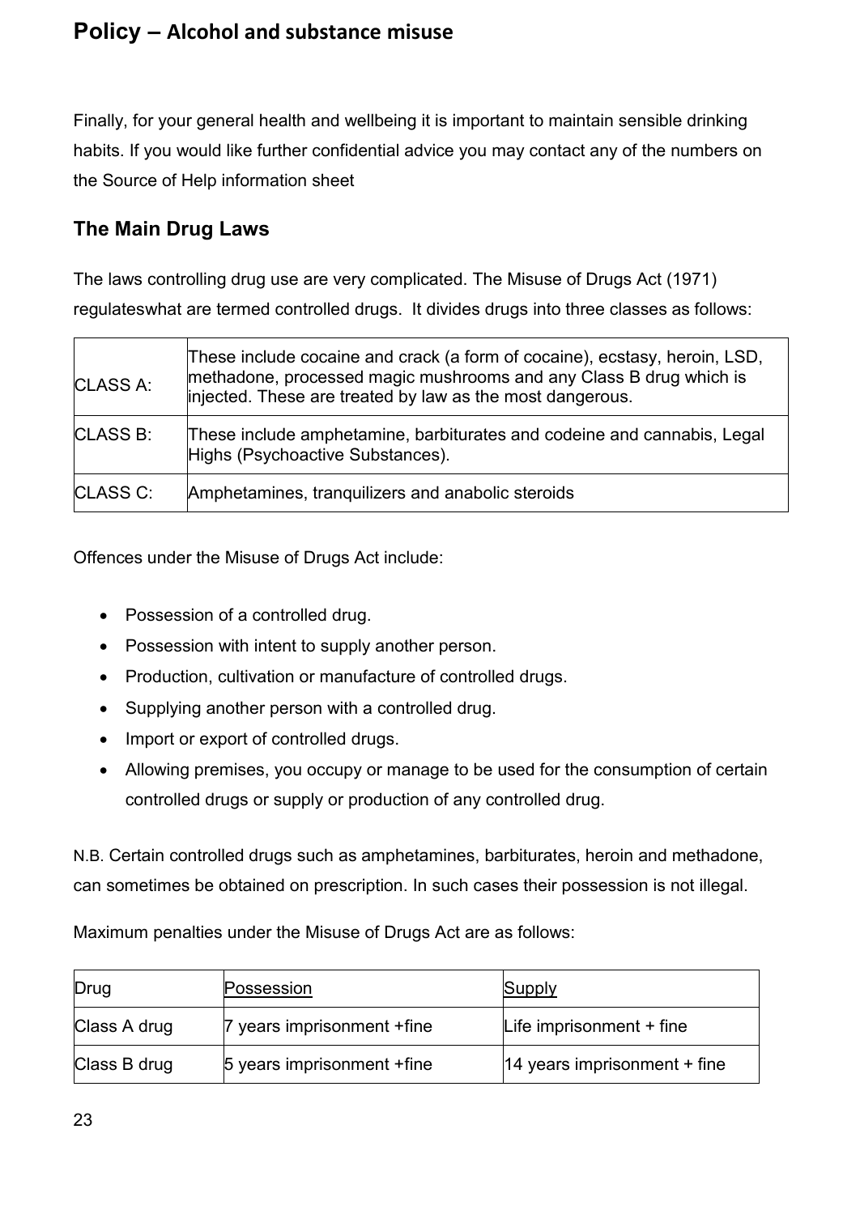Finally, for your general health and wellbeing it is important to maintain sensible drinking habits. If you would like further confidential advice you may contact any of the numbers on the Source of Help information sheet

## The Main Drug Laws

The laws controlling drug use are very complicated. The Misuse of Drugs Act (1971) regulateswhat are termed controlled drugs. It divides drugs into three classes as follows:

| | |
|---|---|
| CLASS A: | These include cocaine and crack (a form of cocaine), ecstasy, heroin, LSD, methadone, processed magic mushrooms and any Class B drug which is injected. These are treated by law as the most dangerous. |
| CLASS B: | These include amphetamine, barbiturates and codeine and cannabis, Legal Highs (Psychoactive Substances). |
| CLASS C: | Amphetamines, tranquilizers and anabolic steroids |

Offences under the Misuse of Drugs Act include:

- Possession of a controlled drug.
- Possession with intent to supply another person.
- Production, cultivation or manufacture of controlled drugs.
- Supplying another person with a controlled drug.
- Import or export of controlled drugs.
- Allowing premises, you occupy or manage to be used for the consumption of certain controlled drugs or supply or production of any controlled drug.

N.B. Certain controlled drugs such as amphetamines, barbiturates, heroin and methadone, can sometimes be obtained on prescription. In such cases their possession is not illegal.

Maximum penalties under the Misuse of Drugs Act are as follows:

| Drug | Possession | Supply |
|---|---|---|
| Class A drug | 7 years imprisonment +fine | Life imprisonment + fine |
| Class B drug | 5 years imprisonment +fine | 14 years imprisonment + fine |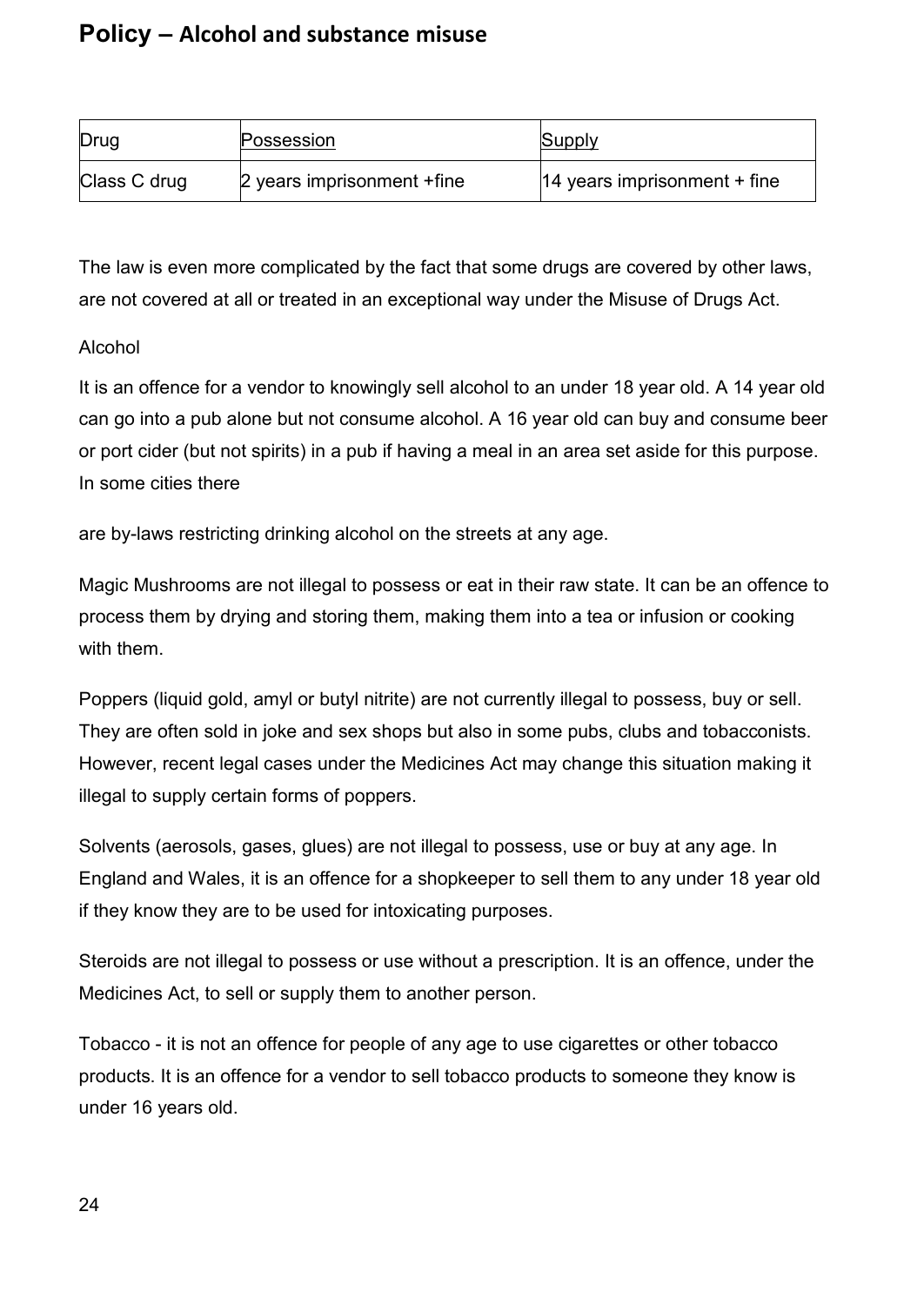# Policy – Alcohol and substance misuse

| Drug | Possession | Supply |
| --- | --- | --- |
| Class C drug | 2 years imprisonment +fine | 14 years imprisonment + fine |

The law is even more complicated by the fact that some drugs are covered by other laws, are not covered at all or treated in an exceptional way under the Misuse of Drugs Act.

Alcohol

It is an offence for a vendor to knowingly sell alcohol to an under 18 year old. A 14 year old can go into a pub alone but not consume alcohol. A 16 year old can buy and consume beer or port cider (but not spirits) in a pub if having a meal in an area set aside for this purpose. In some cities there

are by-laws restricting drinking alcohol on the streets at any age.

Magic Mushrooms are not illegal to possess or eat in their raw state. It can be an offence to process them by drying and storing them, making them into a tea or infusion or cooking with them.

Poppers (liquid gold, amyl or butyl nitrite) are not currently illegal to possess, buy or sell. They are often sold in joke and sex shops but also in some pubs, clubs and tobacconists. However, recent legal cases under the Medicines Act may change this situation making it illegal to supply certain forms of poppers.

Solvents (aerosols, gases, glues) are not illegal to possess, use or buy at any age. In England and Wales, it is an offence for a shopkeeper to sell them to any under 18 year old if they know they are to be used for intoxicating purposes.

Steroids are not illegal to possess or use without a prescription. It is an offence, under the Medicines Act, to sell or supply them to another person.

Tobacco - it is not an offence for people of any age to use cigarettes or other tobacco products. It is an offence for a vendor to sell tobacco products to someone they know is under 16 years old.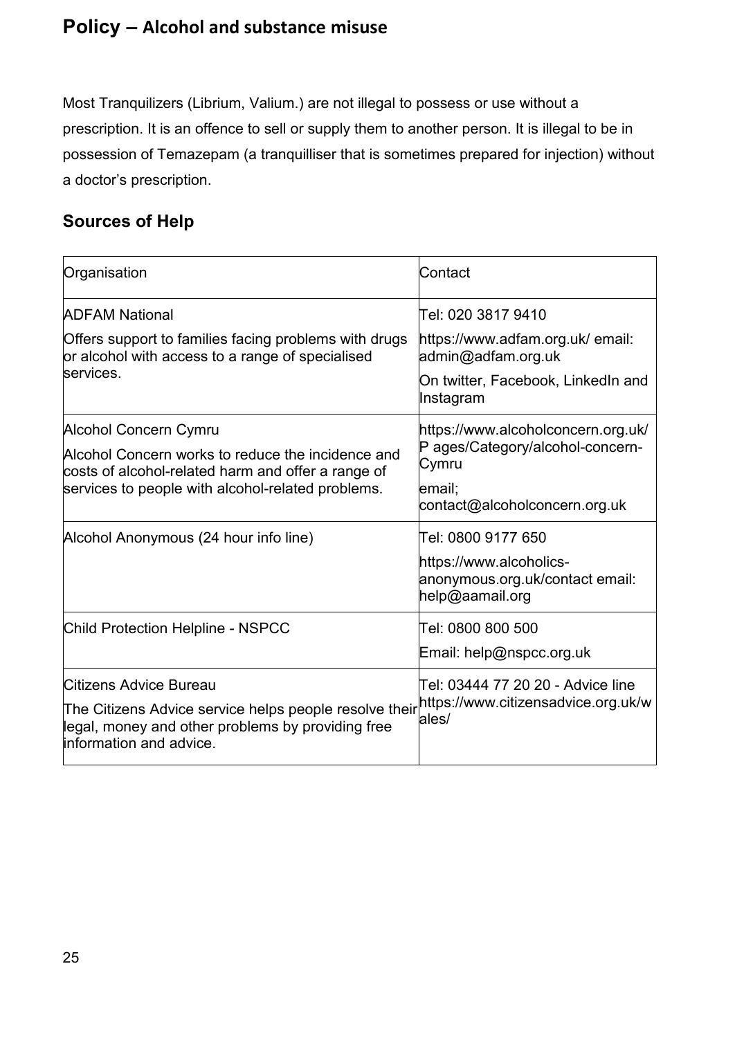# Policy – Alcohol and substance misuse

Most Tranquilizers (Librium, Valium.) are not illegal to possess or use without a prescription. It is an offence to sell or supply them to another person. It is illegal to be in possession of Temazepam (a tranquilliser that is sometimes prepared for injection) without a doctor's prescription.

## Sources of Help

| Organisation | Contact |
|---|---|
| ADFAM National<br><br>Offers support to families facing problems with drugs or alcohol with access to a range of specialised services. | Tel: 020 3817 9410<br><br>https://www.adfam.org.uk/ email: admin@adfam.org.uk<br><br>On twitter, Facebook, LinkedIn and Instagram |
| Alcohol Concern Cymru<br><br>Alcohol Concern works to reduce the incidence and costs of alcohol-related harm and offer a range of services to people with alcohol-related problems. | https://www.alcoholconcern.org.uk/P ages/Category/alcohol-concern-Cymru<br><br>email; contact@alcoholconcern.org.uk |
| Alcohol Anonymous (24 hour info line) | Tel: 0800 9177 650<br><br>https://www.alcoholics-anonymous.org.uk/contact email: help@aamail.org |
| Child Protection Helpline - NSPCC | Tel: 0800 800 500<br><br>Email: help@nspcc.org.uk |
| Citizens Advice Bureau<br><br>The Citizens Advice service helps people resolve their legal, money and other problems by providing free information and advice. | Tel: 03444 77 20 20 - Advice line<br><br>https://www.citizensadvice.org.uk/wales/ |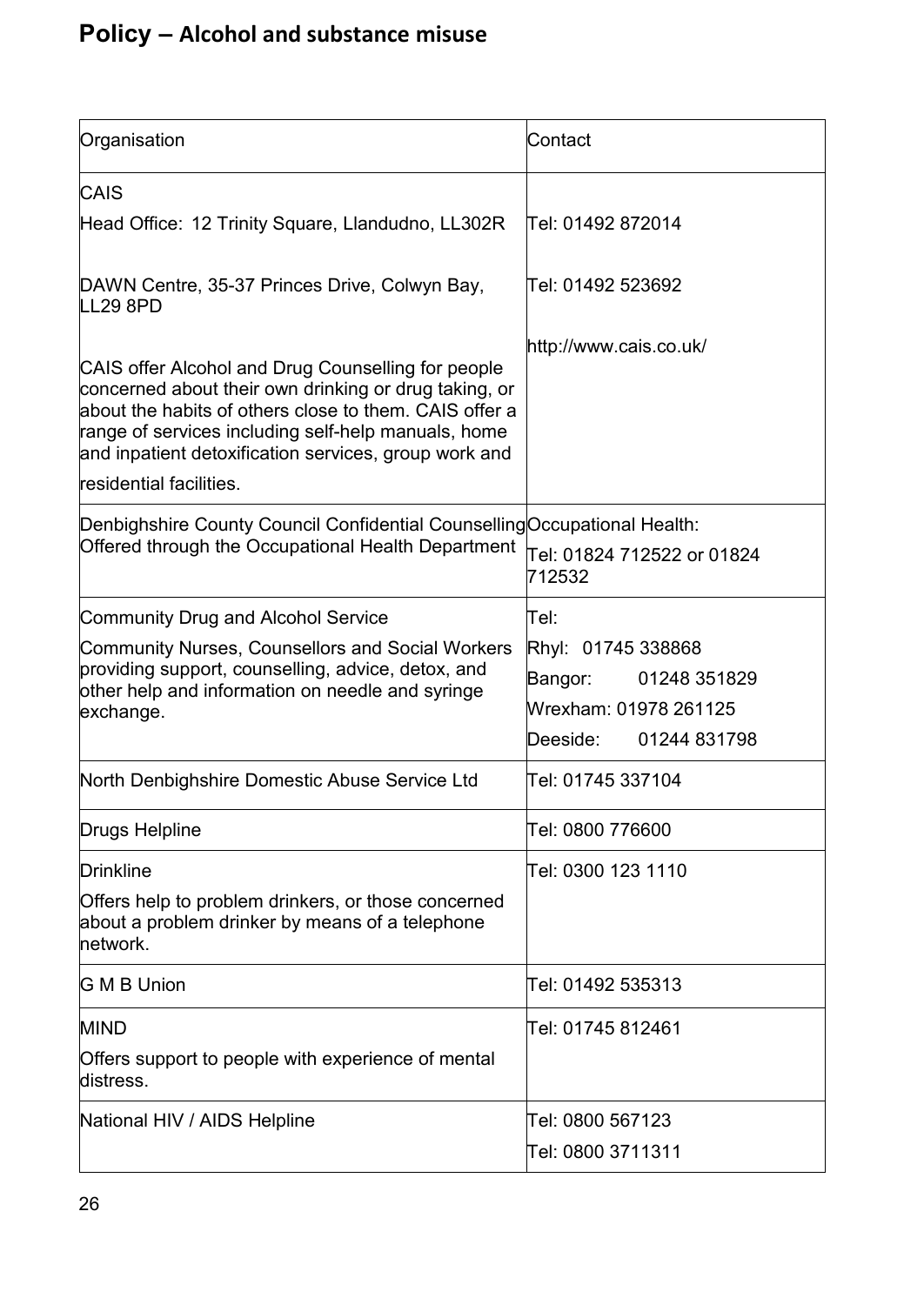| Organisation | Contact |
|---|---|
| CAIS<br><br>Head Office: 12 Trinity Square, Llandudno, LL302R<br><br>DAWN Centre, 35-37 Princes Drive, Colwyn Bay, LL29 8PD<br><br>CAIS offer Alcohol and Drug Counselling for people concerned about their own drinking or drug taking, or about the habits of others close to them. CAIS offer a range of services including self-help manuals, home and inpatient detoxification services, group work and residential facilities. | Tel: 01492 872014<br><br>Tel: 01492 523692<br><br>http://www.cais.co.uk/ |
| Denbighshire County Council Confidential Counselling Offered through the Occupational Health Department | Occupational Health:<br>Tel: 01824 712522 or 01824 712532 |
| Community Drug and Alcohol Service<br><br>Community Nurses, Counsellors and Social Workers providing support, counselling, advice, detox, and other help and information on needle and syringe exchange. | Tel:<br>Rhyl: 01745 338868<br>Bangor: 01248 351829<br>Wrexham: 01978 261125<br>Deeside: 01244 831798 |
| North Denbighshire Domestic Abuse Service Ltd | Tel: 01745 337104 |
| Drugs Helpline | Tel: 0800 776600 |
| Drinkline<br><br>Offers help to problem drinkers, or those concerned about a problem drinker by means of a telephone network. | Tel: 0300 123 1110 |
| G M B Union | Tel: 01492 535313 |
| MIND<br><br>Offers support to people with experience of mental distress. | Tel: 01745 812461 |
| National HIV / AIDS Helpline | Tel: 0800 567123<br>Tel: 0800 3711311 |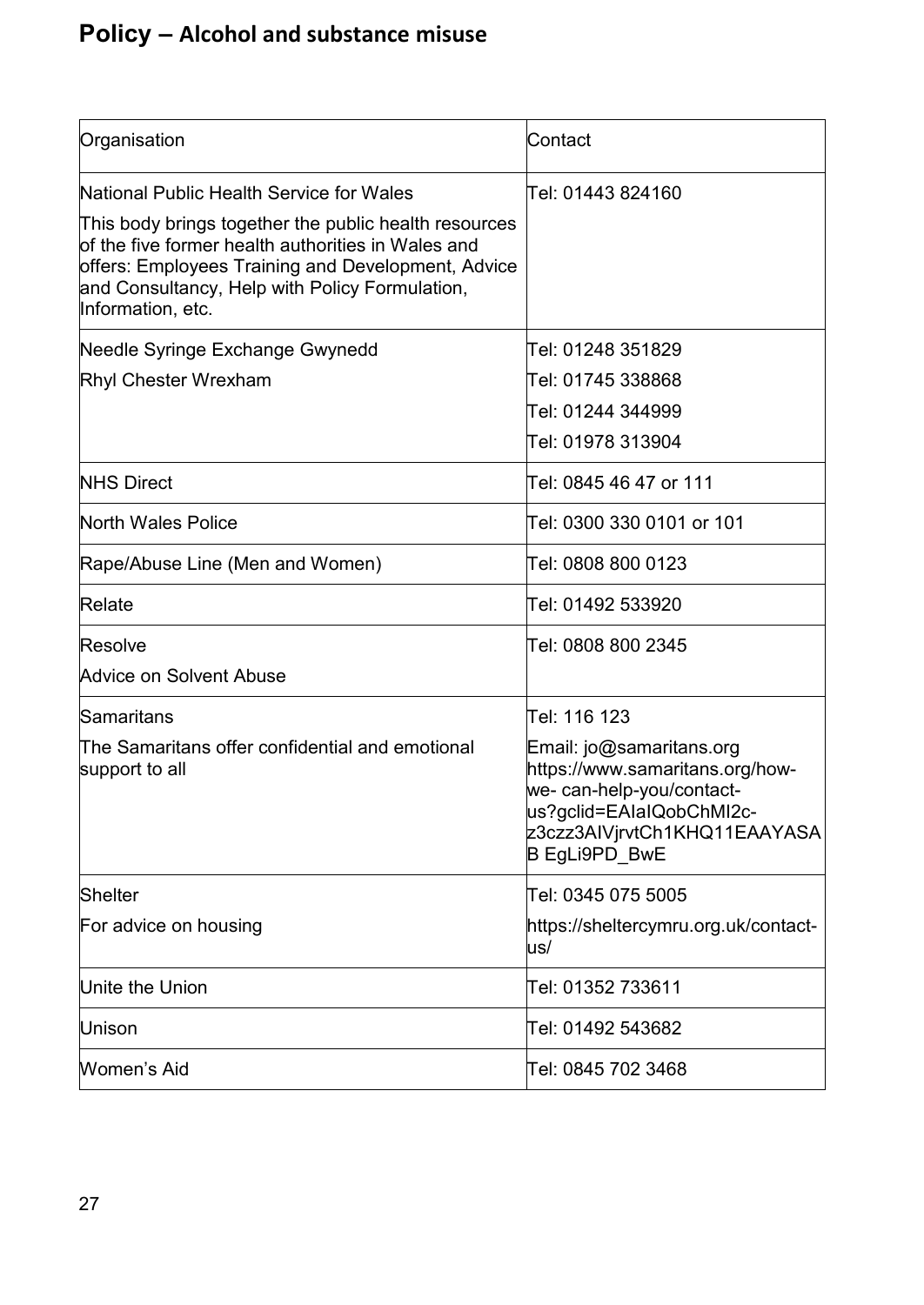# Policy – Alcohol and substance misuse

| Organisation | Contact |
|---|---|
| National Public Health Service for Wales<br><br>This body brings together the public health resources of the five former health authorities in Wales and offers: Employees Training and Development, Advice and Consultancy, Help with Policy Formulation, Information, etc. | Tel: 01443 824160 |
| Needle Syringe Exchange Gwynedd<br><br>Rhyl Chester Wrexham | Tel: 01248 351829<br><br>Tel: 01745 338868<br><br>Tel: 01244 344999<br><br>Tel: 01978 313904 |
| NHS Direct | Tel: 0845 46 47 or 111 |
| North Wales Police | Tel: 0300 330 0101 or 101 |
| Rape/Abuse Line (Men and Women) | Tel: 0808 800 0123 |
| Relate | Tel: 01492 533920 |
| Resolve<br><br>Advice on Solvent Abuse | Tel: 0808 800 2345 |
| Samaritans<br><br>The Samaritans offer confidential and emotional support to all | Tel: 116 123<br><br>Email: jo@samaritans.org https://www.samaritans.org/how-we- can-help-you/contact-us?gclid=EAIaIQobChMI2c-z3czz3AIVjrvtCh1KHQ11EAAYASAB EgLi9PD_BwE |
| Shelter<br><br>For advice on housing | Tel: 0345 075 5005<br><br>https://sheltercymru.org.uk/contact-us/ |
| Unite the Union | Tel: 01352 733611 |
| Unison | Tel: 01492 543682 |
| Women's Aid | Tel: 0845 702 3468 |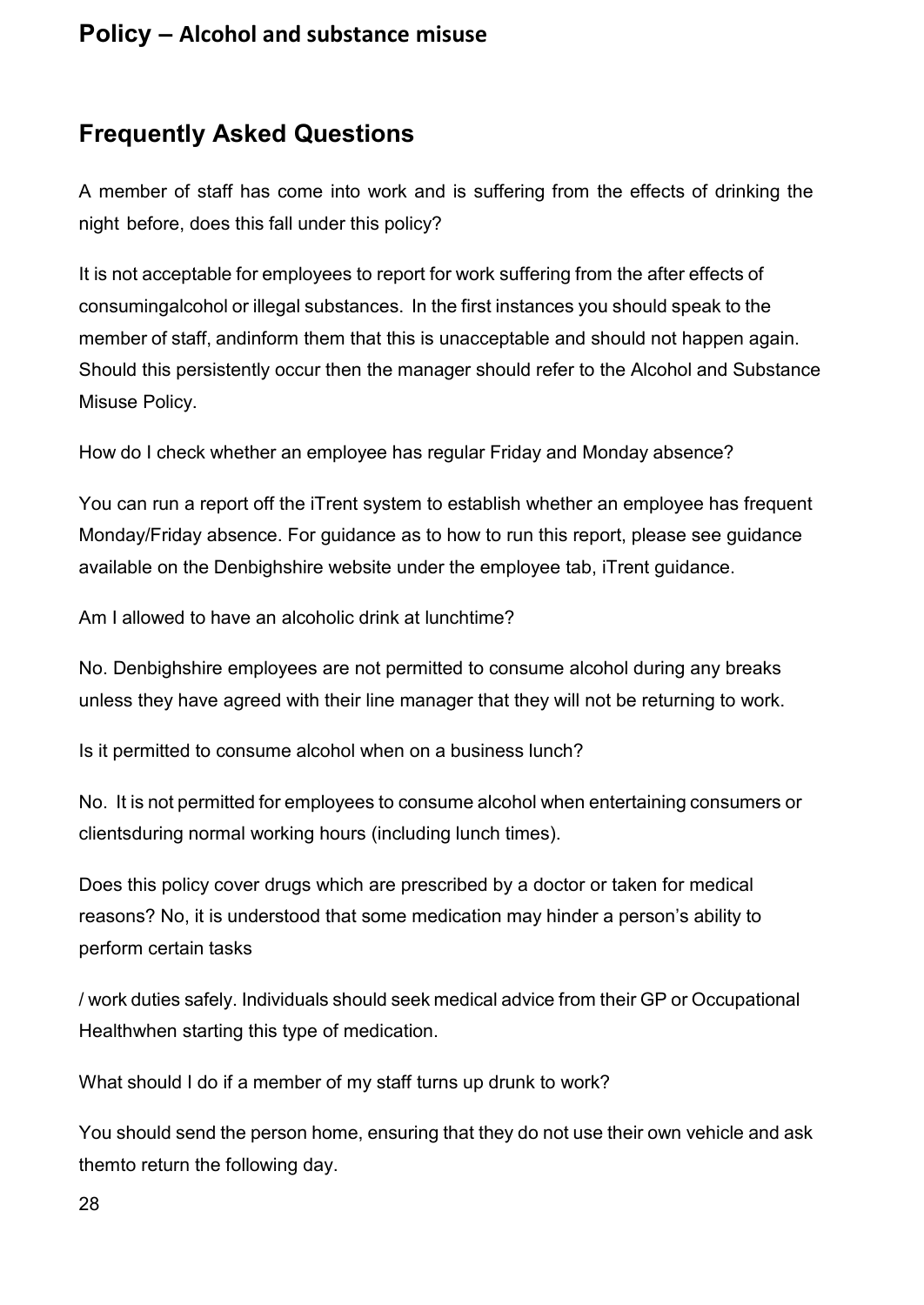## Frequently Asked Questions

A member of staff has come into work and is suffering from the effects of drinking the night before, does this fall under this policy?

It is not acceptable for employees to report for work suffering from the after effects of consumingalcohol or illegal substances. In the first instances you should speak to the member of staff, andinform them that this is unacceptable and should not happen again. Should this persistently occur then the manager should refer to the Alcohol and Substance Misuse Policy.

How do I check whether an employee has regular Friday and Monday absence?

You can run a report off the iTrent system to establish whether an employee has frequent Monday/Friday absence. For guidance as to how to run this report, please see guidance available on the Denbighshire website under the employee tab, iTrent guidance.

Am I allowed to have an alcoholic drink at lunchtime?

No. Denbighshire employees are not permitted to consume alcohol during any breaks unless they have agreed with their line manager that they will not be returning to work.

Is it permitted to consume alcohol when on a business lunch?

No. It is not permitted for employees to consume alcohol when entertaining consumers or clientsduring normal working hours (including lunch times).

Does this policy cover drugs which are prescribed by a doctor or taken for medical reasons? No, it is understood that some medication may hinder a person's ability to perform certain tasks / work duties safely. Individuals should seek medical advice from their GP or Occupational Healthwhen starting this type of medication.

What should I do if a member of my staff turns up drunk to work?

You should send the person home, ensuring that they do not use their own vehicle and ask themto return the following day.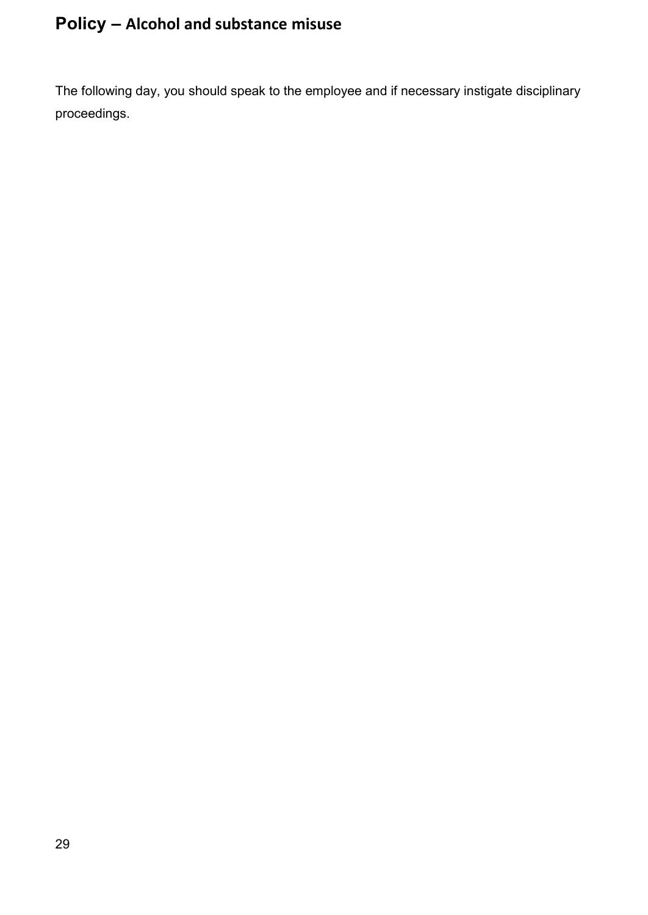The following day, you should speak to the employee and if necessary instigate disciplinary proceedings.